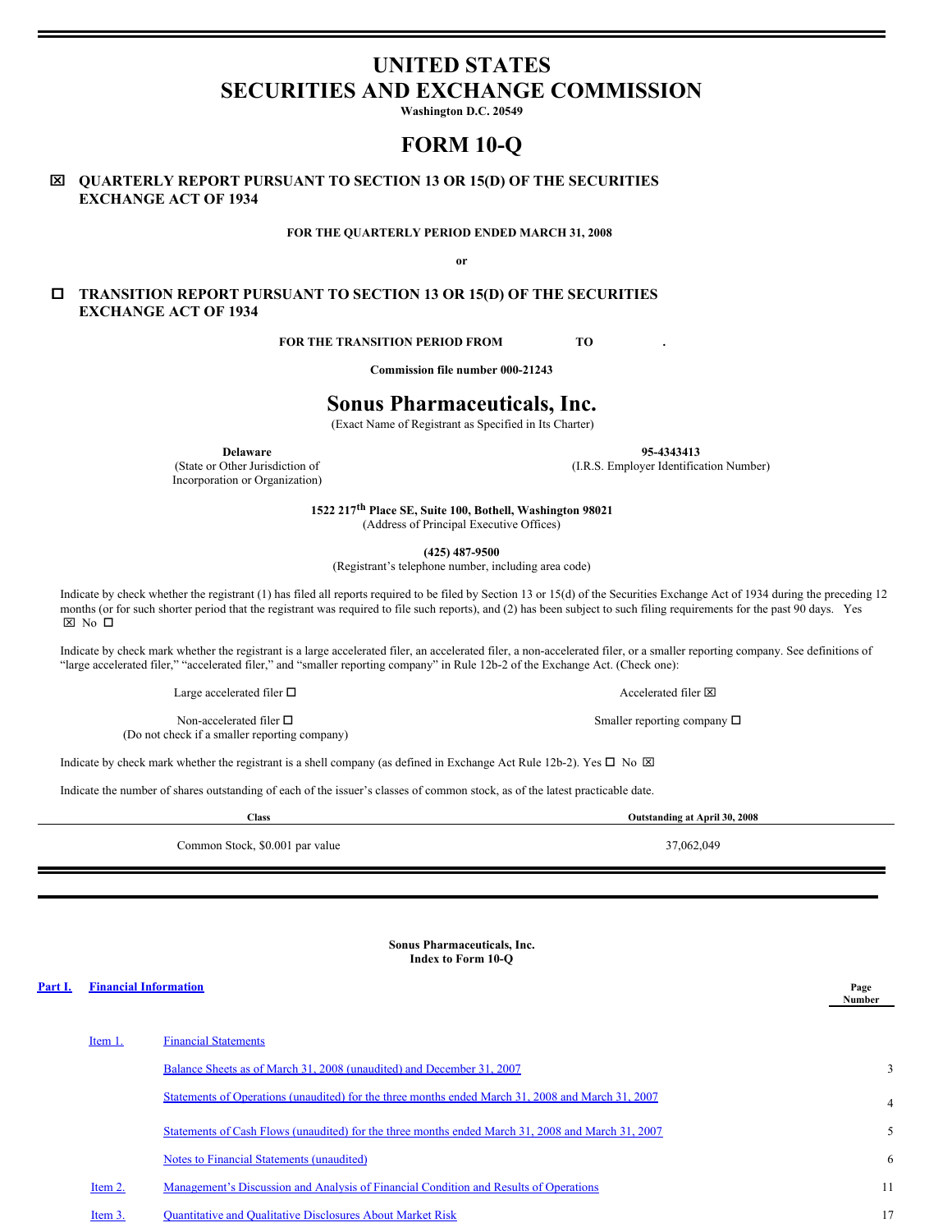# UNITED STATES
# SECURITIES AND EXCHANGE COMMISSION

**Washington D.C. 20549**

# FORM 10-Q

☒ **QUARTERLY REPORT PURSUANT TO SECTION 13 OR 15(D) OF THE SECURITIES EXCHANGE ACT OF 1934**

**FOR THE QUARTERLY PERIOD ENDED MARCH 31, 2008**

**or**

☐ **TRANSITION REPORT PURSUANT TO SECTION 13 OR 15(D) OF THE SECURITIES EXCHANGE ACT OF 1934**

**FOR THE TRANSITION PERIOD FROM TO .**

**Commission file number 000-21243**

# Sonus Pharmaceuticals, Inc.

(Exact Name of Registrant as Specified in Its Charter)

| **Delaware** | **95-4343413** |
|---|---|
| (State or Other Jurisdiction of Incorporation or Organization) | (I.R.S. Employer Identification Number) |

**1522 217th Place SE, Suite 100, Bothell, Washington 98021**
(Address of Principal Executive Offices)

**(425) 487-9500**
(Registrant's telephone number, including area code)

Indicate by check whether the registrant (1) has filed all reports required to be filed by Section 13 or 15(d) of the Securities Exchange Act of 1934 during the preceding 12 months (or for such shorter period that the registrant was required to file such reports), and (2) has been subject to such filing requirements for the past 90 days. Yes ☒ No ☐

Indicate by check mark whether the registrant is a large accelerated filer, an accelerated filer, a non-accelerated filer, or a smaller reporting company. See definitions of "large accelerated filer," "accelerated filer," and "smaller reporting company" in Rule 12b-2 of the Exchange Act. (Check one):

| | |
|---|---|
| Large accelerated filer ☐ | Accelerated filer ☒ |
| Non-accelerated filer ☐ (Do not check if a smaller reporting company) | Smaller reporting company ☐ |

Indicate by check mark whether the registrant is a shell company (as defined in Exchange Act Rule 12b-2). Yes ☐ No ☒

Indicate the number of shares outstanding of each of the issuer's classes of common stock, as of the latest practicable date.

| Class | Outstanding at April 30, 2008 |
|---|---|
| Common Stock, $0.001 par value | 37,062,049 |

**Sonus Pharmaceuticals, Inc.**
**Index to Form 10-Q**

| | | | Page Number |
|---|---|---|---|
| Part I. | Financial Information | | |
| | Item 1. | Financial Statements | |
| | | Balance Sheets as of March 31, 2008 (unaudited) and December 31, 2007 | 3 |
| | | Statements of Operations (unaudited) for the three months ended March 31, 2008 and March 31, 2007 | 4 |
| | | Statements of Cash Flows (unaudited) for the three months ended March 31, 2008 and March 31, 2007 | 5 |
| | | Notes to Financial Statements (unaudited) | 6 |
| | Item 2. | Management's Discussion and Analysis of Financial Condition and Results of Operations | 11 |
| | Item 3. | Quantitative and Qualitative Disclosures About Market Risk | 17 |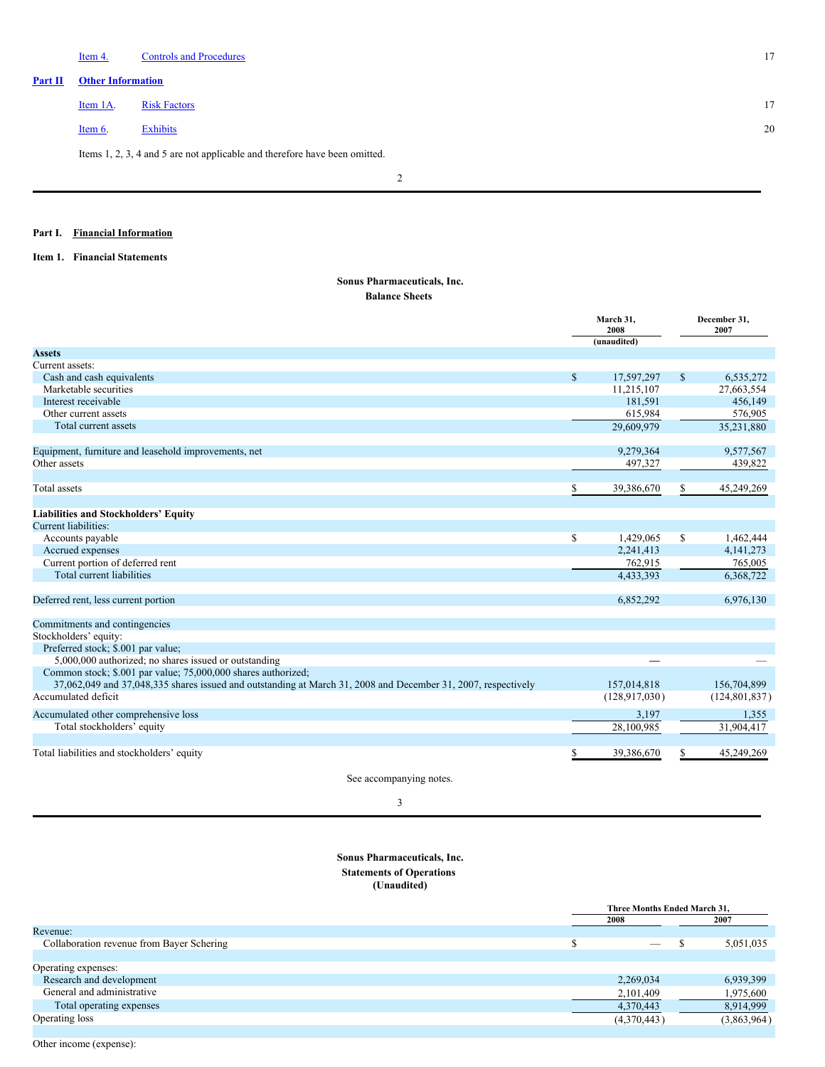| | | |
|---|---|---|
| Item 4. | Controls and Procedures | 17 |

**Part II** **Other Information**

| | | |
|---|---|---|
| Item 1A. | Risk Factors | 17 |
| Item 6. | Exhibits | 20 |

Items 1, 2, 3, 4 and 5 are not applicable and therefore have been omitted.

**Part I. Financial Information**

**Item 1. Financial Statements**

**Sonus Pharmaceuticals, Inc.**
**Balance Sheets**

| | March 31, 2008 (unaudited) | December 31, 2007 |
|---|---|---|
| **Assets** | | |
| Current assets: | | |
| Cash and cash equivalents | $ 17,597,297 | $ 6,535,272 |
| Marketable securities | 11,215,107 | 27,663,554 |
| Interest receivable | 181,591 | 456,149 |
| Other current assets | 615,984 | 576,905 |
| Total current assets | 29,609,979 | 35,231,880 |
| Equipment, furniture and leasehold improvements, net | 9,279,364 | 9,577,567 |
| Other assets | 497,327 | 439,822 |
| Total assets | $ 39,386,670 | $ 45,249,269 |
| **Liabilities and Stockholders' Equity** | | |
| Current liabilities: | | |
| Accounts payable | $ 1,429,065 | $ 1,462,444 |
| Accrued expenses | 2,241,413 | 4,141,273 |
| Current portion of deferred rent | 762,915 | 765,005 |
| Total current liabilities | 4,433,393 | 6,368,722 |
| Deferred rent, less current portion | 6,852,292 | 6,976,130 |
| Commitments and contingencies | | |
| Stockholders' equity: | | |
| Preferred stock; $.001 par value; 5,000,000 authorized; no shares issued or outstanding | — | — |
| Common stock; $.001 par value; 75,000,000 shares authorized; 37,062,049 and 37,048,335 shares issued and outstanding at March 31, 2008 and December 31, 2007, respectively | 157,014,818 | 156,704,899 |
| Accumulated deficit | (128,917,030) | (124,801,837) |
| Accumulated other comprehensive loss | 3,197 | 1,355 |
| Total stockholders' equity | 28,100,985 | 31,904,417 |
| Total liabilities and stockholders' equity | $ 39,386,670 | $ 45,249,269 |

See accompanying notes.

**Sonus Pharmaceuticals, Inc.**
**Statements of Operations**
**(Unaudited)**

| | Three Months Ended March 31, | |
|---|---|---|
| | 2008 | 2007 |
| Revenue: | | |
| Collaboration revenue from Bayer Schering | $ — | $ 5,051,035 |
| Operating expenses: | | |
| Research and development | 2,269,034 | 6,939,399 |
| General and administrative | 2,101,409 | 1,975,600 |
| Total operating expenses | 4,370,443 | 8,914,999 |
| Operating loss | (4,370,443) | (3,863,964) |
| Other income (expense): | | |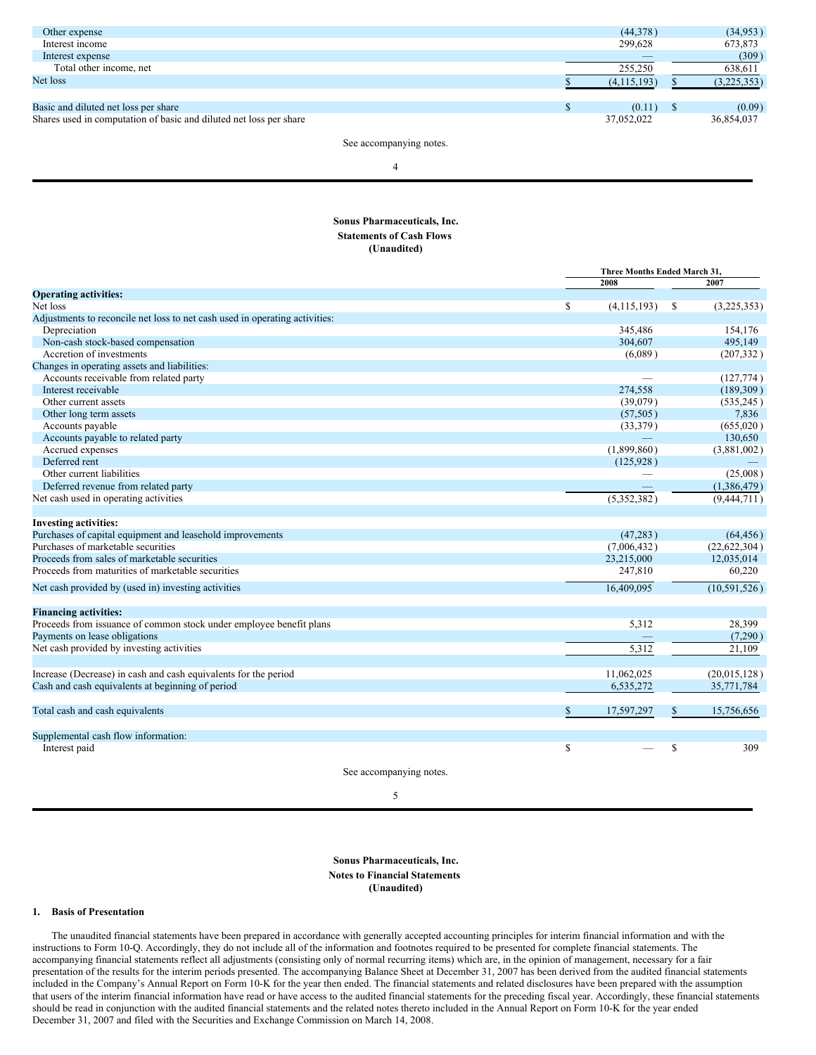| | | |
|---|---|---|
| Other expense | (44,378) | (34,953) |
| Interest income | 299,628 | 673,873 |
| Interest expense | — | (309) |
| Total other income, net | 255,250 | 638,611 |
| Net loss | $ (4,115,193) | $ (3,225,353) |
| | | |
| Basic and diluted net loss per share | $ (0.11) | $ (0.09) |
| Shares used in computation of basic and diluted net loss per share | 37,052,022 | 36,854,037 |

See accompanying notes.

**Sonus Pharmaceuticals, Inc.**
**Statements of Cash Flows**
**(Unaudited)**

| | Three Months Ended March 31, | |
|---|---|---|
| | 2008 | 2007 |
| **Operating activities:** | | |
| Net loss | $ (4,115,193) | $ (3,225,353) |
| Adjustments to reconcile net loss to net cash used in operating activities: | | |
| Depreciation | 345,486 | 154,176 |
| Non-cash stock-based compensation | 304,607 | 495,149 |
| Accretion of investments | (6,089) | (207,332) |
| Changes in operating assets and liabilities: | | |
| Accounts receivable from related party | — | (127,774) |
| Interest receivable | 274,558 | (189,309) |
| Other current assets | (39,079) | (535,245) |
| Other long term assets | (57,505) | 7,836 |
| Accounts payable | (33,379) | (655,020) |
| Accounts payable to related party | — | 130,650 |
| Accrued expenses | (1,899,860) | (3,881,002) |
| Deferred rent | (125,928) | — |
| Other current liabilities | — | (25,008) |
| Deferred revenue from related party | — | (1,386,479) |
| Net cash used in operating activities | (5,352,382) | (9,444,711) |
| | | |
| **Investing activities:** | | |
| Purchases of capital equipment and leasehold improvements | (47,283) | (64,456) |
| Purchases of marketable securities | (7,006,432) | (22,622,304) |
| Proceeds from sales of marketable securities | 23,215,000 | 12,035,014 |
| Proceeds from maturities of marketable securities | 247,810 | 60,220 |
| Net cash provided by (used in) investing activities | 16,409,095 | (10,591,526) |
| | | |
| **Financing activities:** | | |
| Proceeds from issuance of common stock under employee benefit plans | 5,312 | 28,399 |
| Payments on lease obligations | — | (7,290) |
| Net cash provided by investing activities | 5,312 | 21,109 |
| | | |
| Increase (Decrease) in cash and cash equivalents for the period | 11,062,025 | (20,015,128) |
| Cash and cash equivalents at beginning of period | 6,535,272 | 35,771,784 |
| | | |
| Total cash and cash equivalents | $ 17,597,297 | $ 15,756,656 |
| | | |
| Supplemental cash flow information: | | |
| Interest paid | $ — | $ 309 |

See accompanying notes.

**Sonus Pharmaceuticals, Inc.**
**Notes to Financial Statements**
**(Unaudited)**

## 1. Basis of Presentation

The unaudited financial statements have been prepared in accordance with generally accepted accounting principles for interim financial information and with the instructions to Form 10-Q. Accordingly, they do not include all of the information and footnotes required to be presented for complete financial statements. The accompanying financial statements reflect all adjustments (consisting only of normal recurring items) which are, in the opinion of management, necessary for a fair presentation of the results for the interim periods presented. The accompanying Balance Sheet at December 31, 2007 has been derived from the audited financial statements included in the Company's Annual Report on Form 10-K for the year then ended. The financial statements and related disclosures have been prepared with the assumption that users of the interim financial information have read or have access to the audited financial statements for the preceding fiscal year. Accordingly, these financial statements should be read in conjunction with the audited financial statements and the related notes thereto included in the Annual Report on Form 10-K for the year ended December 31, 2007 and filed with the Securities and Exchange Commission on March 14, 2008.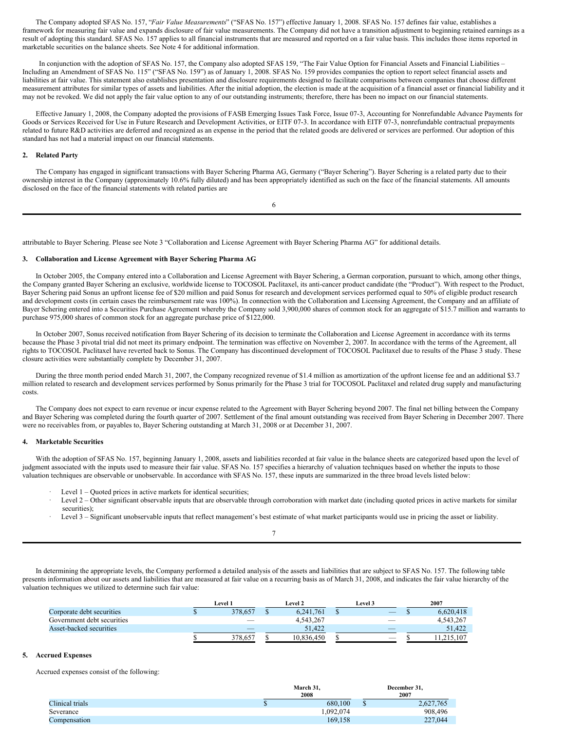The Company adopted SFAS No. 157, "*Fair Value Measurements*" ("SFAS No. 157") effective January 1, 2008. SFAS No. 157 defines fair value, establishes a framework for measuring fair value and expands disclosure of fair value measurements. The Company did not have a transition adjustment to beginning retained earnings as a result of adopting this standard. SFAS No. 157 applies to all financial instruments that are measured and reported on a fair value basis. This includes those items reported in marketable securities on the balance sheets. See Note 4 for additional information.

In conjunction with the adoption of SFAS No. 157, the Company also adopted SFAS 159, "The Fair Value Option for Financial Assets and Financial Liabilities – Including an Amendment of SFAS No. 115" ("SFAS No. 159") as of January 1, 2008. SFAS No. 159 provides companies the option to report select financial assets and liabilities at fair value. This statement also establishes presentation and disclosure requirements designed to facilitate comparisons between companies that choose different measurement attributes for similar types of assets and liabilities. After the initial adoption, the election is made at the acquisition of a financial asset or financial liability and it may not be revoked. We did not apply the fair value option to any of our outstanding instruments; therefore, there has been no impact on our financial statements.

Effective January 1, 2008, the Company adopted the provisions of FASB Emerging Issues Task Force, Issue 07-3, Accounting for Nonrefundable Advance Payments for Goods or Services Received for Use in Future Research and Development Activities, or EITF 07-3. In accordance with EITF 07-3, nonrefundable contractual prepayments related to future R&D activities are deferred and recognized as an expense in the period that the related goods are delivered or services are performed. Our adoption of this standard has not had a material impact on our financial statements.

## 2. Related Party

The Company has engaged in significant transactions with Bayer Schering Pharma AG, Germany ("Bayer Schering"). Bayer Schering is a related party due to their ownership interest in the Company (approximately 10.6% fully diluted) and has been appropriately identified as such on the face of the financial statements. All amounts disclosed on the face of the financial statements with related parties are attributable to Bayer Schering. Please see Note 3 "Collaboration and License Agreement with Bayer Schering Pharma AG" for additional details.

## 3. Collaboration and License Agreement with Bayer Schering Pharma AG

In October 2005, the Company entered into a Collaboration and License Agreement with Bayer Schering, a German corporation, pursuant to which, among other things, the Company granted Bayer Schering an exclusive, worldwide license to TOCOSOL Paclitaxel, its anti-cancer product candidate (the "Product"). With respect to the Product, Bayer Schering paid Sonus an upfront license fee of $20 million and paid Sonus for research and development services performed equal to 50% of eligible product research and development costs (in certain cases the reimbursement rate was 100%). In connection with the Collaboration and Licensing Agreement, the Company and an affiliate of Bayer Schering entered into a Securities Purchase Agreement whereby the Company sold 3,900,000 shares of common stock for an aggregate of $15.7 million and warrants to purchase 975,000 shares of common stock for an aggregate purchase price of $122,000.

In October 2007, Sonus received notification from Bayer Schering of its decision to terminate the Collaboration and License Agreement in accordance with its terms because the Phase 3 pivotal trial did not meet its primary endpoint. The termination was effective on November 2, 2007. In accordance with the terms of the Agreement, all rights to TOCOSOL Paclitaxel have reverted back to Sonus. The Company has discontinued development of TOCOSOL Paclitaxel due to results of the Phase 3 study. These closure activities were substantially complete by December 31, 2007.

During the three month period ended March 31, 2007, the Company recognized revenue of $1.4 million as amortization of the upfront license fee and an additional $3.7 million related to research and development services performed by Sonus primarily for the Phase 3 trial for TOCOSOL Paclitaxel and related drug supply and manufacturing costs.

The Company does not expect to earn revenue or incur expense related to the Agreement with Bayer Schering beyond 2007. The final net billing between the Company and Bayer Schering was completed during the fourth quarter of 2007. Settlement of the final amount outstanding was received from Bayer Schering in December 2007. There were no receivables from, or payables to, Bayer Schering outstanding at March 31, 2008 or at December 31, 2007.

## 4. Marketable Securities

With the adoption of SFAS No. 157, beginning January 1, 2008, assets and liabilities recorded at fair value in the balance sheets are categorized based upon the level of judgment associated with the inputs used to measure their fair value. SFAS No. 157 specifies a hierarchy of valuation techniques based on whether the inputs to those valuation techniques are observable or unobservable. In accordance with SFAS No. 157, these inputs are summarized in the three broad levels listed below:

- Level 1 – Quoted prices in active markets for identical securities;
- Level 2 – Other significant observable inputs that are observable through corroboration with market date (including quoted prices in active markets for similar securities);
- Level 3 – Significant unobservable inputs that reflect management's best estimate of what market participants would use in pricing the asset or liability.

In determining the appropriate levels, the Company performed a detailed analysis of the assets and liabilities that are subject to SFAS No. 157. The following table presents information about our assets and liabilities that are measured at fair value on a recurring basis as of March 31, 2008, and indicates the fair value hierarchy of the valuation techniques we utilized to determine such fair value:

| | Level 1 | Level 2 | Level 3 | 2007 |
|---|---|---|---|---|
| Corporate debt securities | $ 378,657 | $ 6,241,761 | $ — | $ 6,620,418 |
| Government debt securities | — | 4,543,267 | — | 4,543,267 |
| Asset-backed securities | — | 51,422 | — | 51,422 |
| | $ 378,657 | $ 10,836,450 | $ — | $ 11,215,107 |

## 5. Accrued Expenses

Accrued expenses consist of the following:

| | March 31, 2008 | December 31, 2007 |
|---|---|---|
| Clinical trials | $ 680,100 | $ 2,627,765 |
| Severance | 1,092,074 | 908,496 |
| Compensation | 169,158 | 227,044 |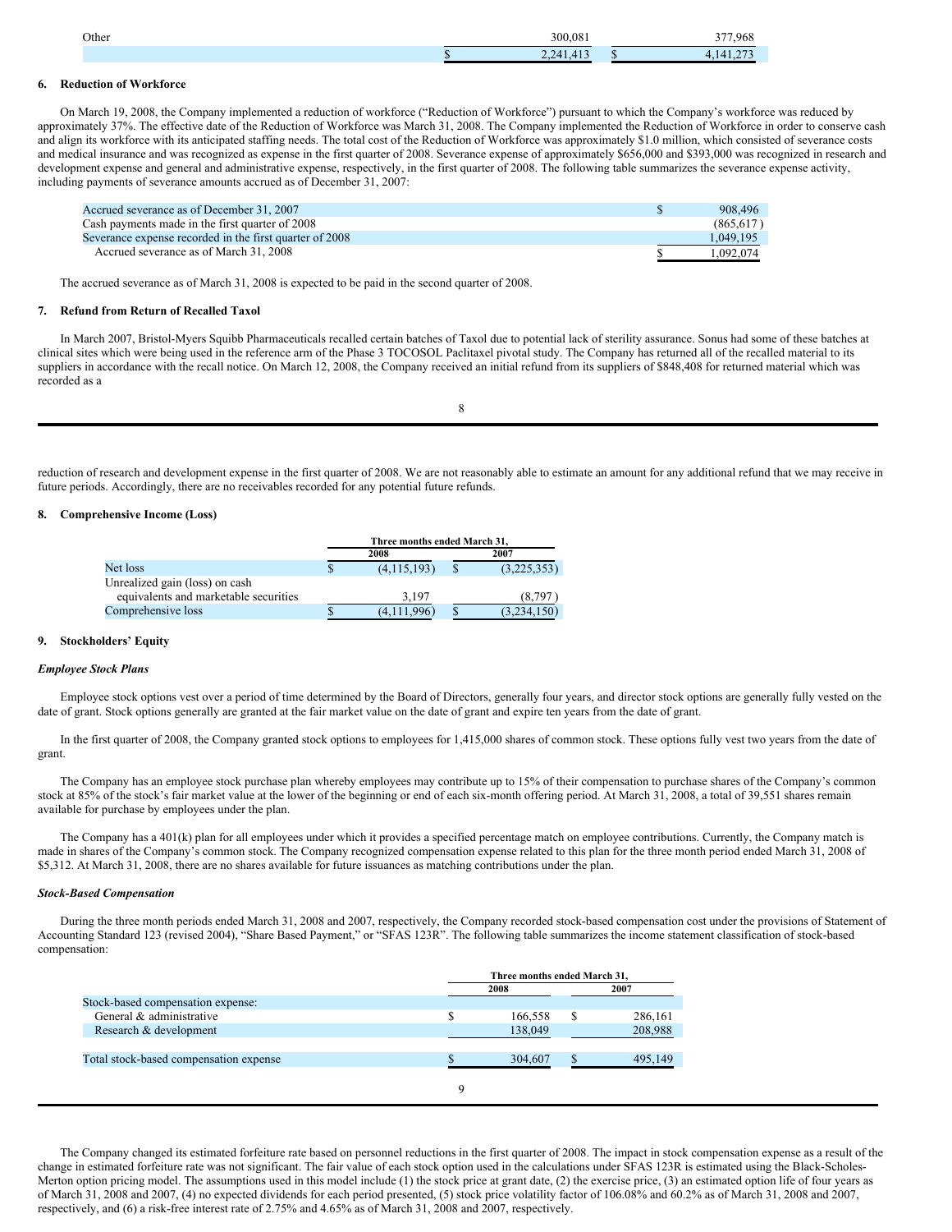| | | |
|---|---|---|
| Other | 300,081 | 377,968 |
| | $ 2,241,413 | $ 4,141,273 |

## 6. Reduction of Workforce

On March 19, 2008, the Company implemented a reduction of workforce ("Reduction of Workforce") pursuant to which the Company's workforce was reduced by approximately 37%. The effective date of the Reduction of Workforce was March 31, 2008. The Company implemented the Reduction of Workforce in order to conserve cash and align its workforce with its anticipated staffing needs. The total cost of the Reduction of Workforce was approximately $1.0 million, which consisted of severance costs and medical insurance and was recognized as expense in the first quarter of 2008. Severance expense of approximately $656,000 and $393,000 was recognized in research and development expense and general and administrative expense, respectively, in the first quarter of 2008. The following table summarizes the severance expense activity, including payments of severance amounts accrued as of December 31, 2007:

| | |
|---|---|
| Accrued severance as of December 31, 2007 | $ 908,496 |
| Cash payments made in the first quarter of 2008 | (865,617) |
| Severance expense recorded in the first quarter of 2008 | 1,049,195 |
| Accrued severance as of March 31, 2008 | $ 1,092,074 |

The accrued severance as of March 31, 2008 is expected to be paid in the second quarter of 2008.

## 7. Refund from Return of Recalled Taxol

In March 2007, Bristol-Myers Squibb Pharmaceuticals recalled certain batches of Taxol due to potential lack of sterility assurance. Sonus had some of these batches at clinical sites which were being used in the reference arm of the Phase 3 TOCOSOL Paclitaxel pivotal study. The Company has returned all of the recalled material to its suppliers in accordance with the recall notice. On March 12, 2008, the Company received an initial refund from its suppliers of $848,408 for returned material which was recorded as a reduction of research and development expense in the first quarter of 2008. We are not reasonably able to estimate an amount for any additional refund that we may receive in future periods. Accordingly, there are no receivables recorded for any potential future refunds.

## 8. Comprehensive Income (Loss)

| | Three months ended March 31, | |
|---|---|---|
| | 2008 | 2007 |
| Net loss | $ (4,115,193) | $ (3,225,353) |
| Unrealized gain (loss) on cash equivalents and marketable securities | 3,197 | (8,797) |
| Comprehensive loss | $ (4,111,996) | $ (3,234,150) |

## 9. Stockholders' Equity

### *Employee Stock Plans*

Employee stock options vest over a period of time determined by the Board of Directors, generally four years, and director stock options are generally fully vested on the date of grant. Stock options generally are granted at the fair market value on the date of grant and expire ten years from the date of grant.

In the first quarter of 2008, the Company granted stock options to employees for 1,415,000 shares of common stock. These options fully vest two years from the date of grant.

The Company has an employee stock purchase plan whereby employees may contribute up to 15% of their compensation to purchase shares of the Company's common stock at 85% of the stock's fair market value at the lower of the beginning or end of each six-month offering period. At March 31, 2008, a total of 39,551 shares remain available for purchase by employees under the plan.

The Company has a 401(k) plan for all employees under which it provides a specified percentage match on employee contributions. Currently, the Company match is made in shares of the Company's common stock. The Company recognized compensation expense related to this plan for the three month period ended March 31, 2008 of $5,312. At March 31, 2008, there are no shares available for future issuances as matching contributions under the plan.

### *Stock-Based Compensation*

During the three month periods ended March 31, 2008 and 2007, respectively, the Company recorded stock-based compensation cost under the provisions of Statement of Accounting Standard 123 (revised 2004), "Share Based Payment," or "SFAS 123R". The following table summarizes the income statement classification of stock-based compensation:

| | Three months ended March 31, | |
|---|---|---|
| | 2008 | 2007 |
| Stock-based compensation expense: | | |
| General & administrative | $ 166,558 | $ 286,161 |
| Research & development | 138,049 | 208,988 |
| Total stock-based compensation expense | $ 304,607 | $ 495,149 |

The Company changed its estimated forfeiture rate based on personnel reductions in the first quarter of 2008. The impact in stock compensation expense as a result of the change in estimated forfeiture rate was not significant. The fair value of each stock option used in the calculations under SFAS 123R is estimated using the Black-Scholes-Merton option pricing model. The assumptions used in this model include (1) the stock price at grant date, (2) the exercise price, (3) an estimated option life of four years as of March 31, 2008 and 2007, (4) no expected dividends for each period presented, (5) stock price volatility factor of 106.08% and 60.2% as of March 31, 2008 and 2007, respectively, and (6) a risk-free interest rate of 2.75% and 4.65% as of March 31, 2008 and 2007, respectively.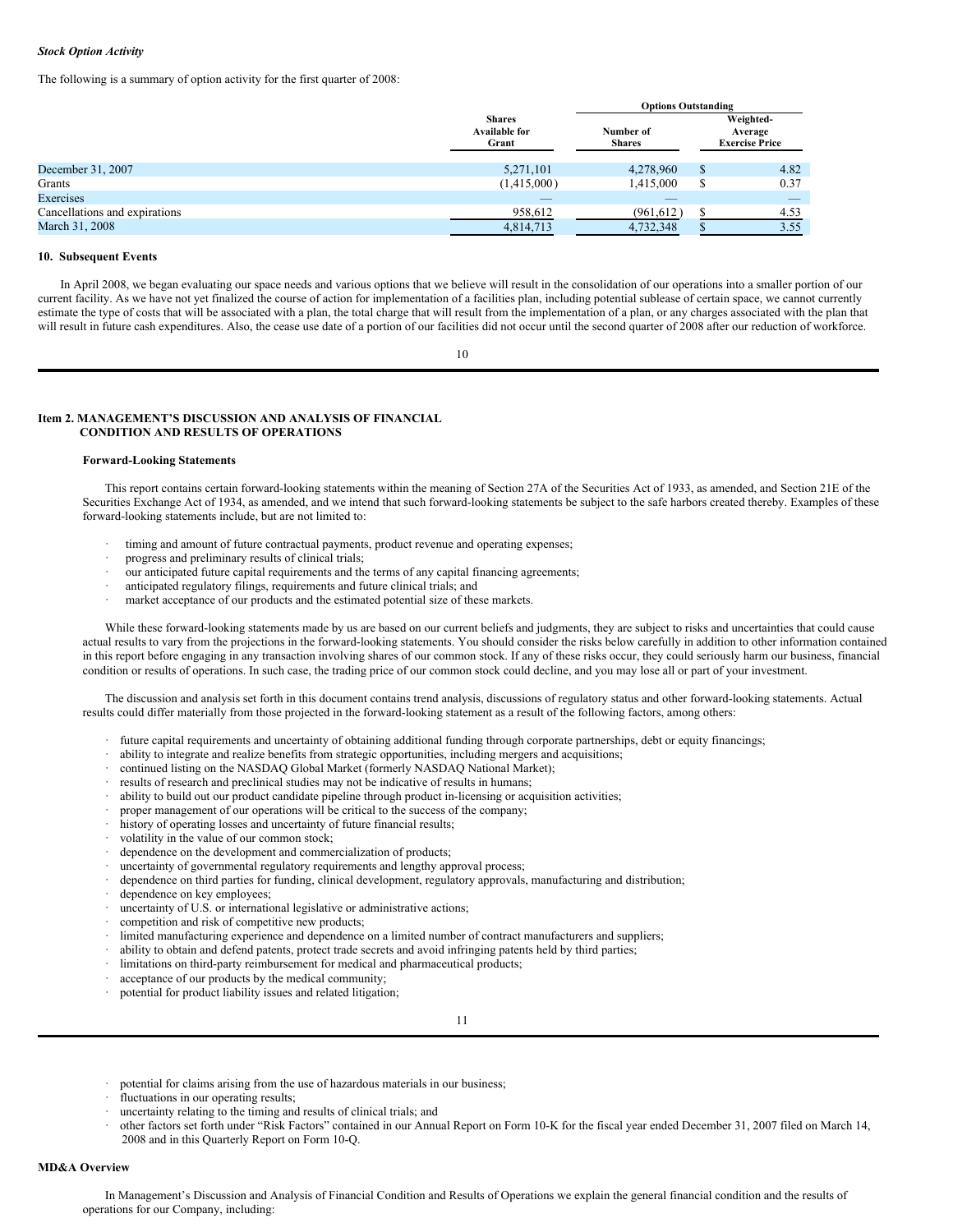*Stock Option Activity*

The following is a summary of option activity for the first quarter of 2008:

| | Shares Available for Grant | Options Outstanding | |
|---|---|---|---|
| | | Number of Shares | Weighted-Average Exercise Price |
| December 31, 2007 | 5,271,101 | 4,278,960 | $ 4.82 |
| Grants | (1,415,000) | 1,415,000 | $ 0.37 |
| Exercises | — | — | — |
| Cancellations and expirations | 958,612 | (961,612) | $ 4.53 |
| March 31, 2008 | 4,814,713 | 4,732,348 | $ 3.55 |

**10. Subsequent Events**

In April 2008, we began evaluating our space needs and various options that we believe will result in the consolidation of our operations into a smaller portion of our current facility. As we have not yet finalized the course of action for implementation of a facilities plan, including potential sublease of certain space, we cannot currently estimate the type of costs that will be associated with a plan, the total charge that will result from the implementation of a plan, or any charges associated with the plan that will result in future cash expenditures. Also, the cease use date of a portion of our facilities did not occur until the second quarter of 2008 after our reduction of workforce.

## Item 2. MANAGEMENT'S DISCUSSION AND ANALYSIS OF FINANCIAL CONDITION AND RESULTS OF OPERATIONS

**Forward-Looking Statements**

This report contains certain forward-looking statements within the meaning of Section 27A of the Securities Act of 1933, as amended, and Section 21E of the Securities Exchange Act of 1934, as amended, and we intend that such forward-looking statements be subject to the safe harbors created thereby. Examples of these forward-looking statements include, but are not limited to:

- timing and amount of future contractual payments, product revenue and operating expenses;
- progress and preliminary results of clinical trials;
- our anticipated future capital requirements and the terms of any capital financing agreements;
- anticipated regulatory filings, requirements and future clinical trials; and
- market acceptance of our products and the estimated potential size of these markets.

While these forward-looking statements made by us are based on our current beliefs and judgments, they are subject to risks and uncertainties that could cause actual results to vary from the projections in the forward-looking statements. You should consider the risks below carefully in addition to other information contained in this report before engaging in any transaction involving shares of our common stock. If any of these risks occur, they could seriously harm our business, financial condition or results of operations. In such case, the trading price of our common stock could decline, and you may lose all or part of your investment.

The discussion and analysis set forth in this document contains trend analysis, discussions of regulatory status and other forward-looking statements. Actual results could differ materially from those projected in the forward-looking statement as a result of the following factors, among others:

- future capital requirements and uncertainty of obtaining additional funding through corporate partnerships, debt or equity financings;
- ability to integrate and realize benefits from strategic opportunities, including mergers and acquisitions;
- continued listing on the NASDAQ Global Market (formerly NASDAQ National Market);
- results of research and preclinical studies may not be indicative of results in humans;
- ability to build out our product candidate pipeline through product in-licensing or acquisition activities;
- proper management of our operations will be critical to the success of the company;
- history of operating losses and uncertainty of future financial results;
- volatility in the value of our common stock;
- dependence on the development and commercialization of products;
- uncertainty of governmental regulatory requirements and lengthy approval process;
- dependence on third parties for funding, clinical development, regulatory approvals, manufacturing and distribution;
- dependence on key employees;
- uncertainty of U.S. or international legislative or administrative actions;
- competition and risk of competitive new products;
- limited manufacturing experience and dependence on a limited number of contract manufacturers and suppliers;
- ability to obtain and defend patents, protect trade secrets and avoid infringing patents held by third parties;
- limitations on third-party reimbursement for medical and pharmaceutical products;
- acceptance of our products by the medical community;
- potential for product liability issues and related litigation;
- potential for claims arising from the use of hazardous materials in our business;
- fluctuations in our operating results;
- uncertainty relating to the timing and results of clinical trials; and
- other factors set forth under "Risk Factors" contained in our Annual Report on Form 10-K for the fiscal year ended December 31, 2007 filed on March 14, 2008 and in this Quarterly Report on Form 10-Q.

**MD&A Overview**

In Management's Discussion and Analysis of Financial Condition and Results of Operations we explain the general financial condition and the results of operations for our Company, including: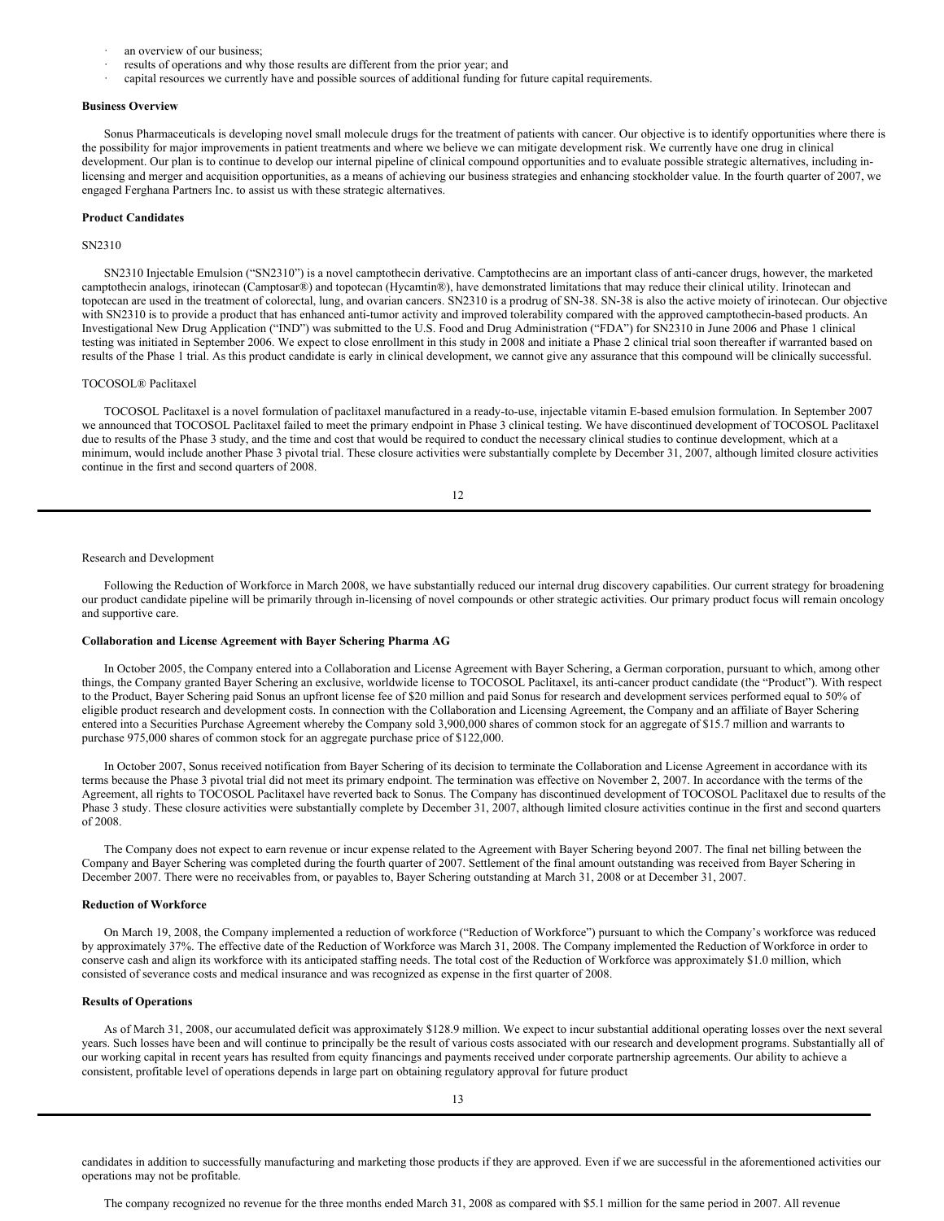- an overview of our business;
- results of operations and why those results are different from the prior year; and
- capital resources we currently have and possible sources of additional funding for future capital requirements.

**Business Overview**

Sonus Pharmaceuticals is developing novel small molecule drugs for the treatment of patients with cancer. Our objective is to identify opportunities where there is the possibility for major improvements in patient treatments and where we believe we can mitigate development risk. We currently have one drug in clinical development. Our plan is to continue to develop our internal pipeline of clinical compound opportunities and to evaluate possible strategic alternatives, including in-licensing and merger and acquisition opportunities, as a means of achieving our business strategies and enhancing stockholder value. In the fourth quarter of 2007, we engaged Ferghana Partners Inc. to assist us with these strategic alternatives.

**Product Candidates**

SN2310

SN2310 Injectable Emulsion ("SN2310") is a novel camptothecin derivative. Camptothecins are an important class of anti-cancer drugs, however, the marketed camptothecin analogs, irinotecan (Camptosar®) and topotecan (Hycamtin®), have demonstrated limitations that may reduce their clinical utility. Irinotecan and topotecan are used in the treatment of colorectal, lung, and ovarian cancers. SN2310 is a prodrug of SN-38. SN-38 is also the active moiety of irinotecan. Our objective with SN2310 is to provide a product that has enhanced anti-tumor activity and improved tolerability compared with the approved camptothecin-based products. An Investigational New Drug Application ("IND") was submitted to the U.S. Food and Drug Administration ("FDA") for SN2310 in June 2006 and Phase 1 clinical testing was initiated in September 2006. We expect to close enrollment in this study in 2008 and initiate a Phase 2 clinical trial soon thereafter if warranted based on results of the Phase 1 trial. As this product candidate is early in clinical development, we cannot give any assurance that this compound will be clinically successful.

TOCOSOL® Paclitaxel

TOCOSOL Paclitaxel is a novel formulation of paclitaxel manufactured in a ready-to-use, injectable vitamin E-based emulsion formulation. In September 2007 we announced that TOCOSOL Paclitaxel failed to meet the primary endpoint in Phase 3 clinical testing. We have discontinued development of TOCOSOL Paclitaxel due to results of the Phase 3 study, and the time and cost that would be required to conduct the necessary clinical studies to continue development, which at a minimum, would include another Phase 3 pivotal trial. These closure activities were substantially complete by December 31, 2007, although limited closure activities continue in the first and second quarters of 2008.

Research and Development

Following the Reduction of Workforce in March 2008, we have substantially reduced our internal drug discovery capabilities. Our current strategy for broadening our product candidate pipeline will be primarily through in-licensing of novel compounds or other strategic activities. Our primary product focus will remain oncology and supportive care.

**Collaboration and License Agreement with Bayer Schering Pharma AG**

In October 2005, the Company entered into a Collaboration and License Agreement with Bayer Schering, a German corporation, pursuant to which, among other things, the Company granted Bayer Schering an exclusive, worldwide license to TOCOSOL Paclitaxel, its anti-cancer product candidate (the "Product"). With respect to the Product, Bayer Schering paid Sonus an upfront license fee of $20 million and paid Sonus for research and development services performed equal to 50% of eligible product research and development costs. In connection with the Collaboration and Licensing Agreement, the Company and an affiliate of Bayer Schering entered into a Securities Purchase Agreement whereby the Company sold 3,900,000 shares of common stock for an aggregate of $15.7 million and warrants to purchase 975,000 shares of common stock for an aggregate purchase price of $122,000.

In October 2007, Sonus received notification from Bayer Schering of its decision to terminate the Collaboration and License Agreement in accordance with its terms because the Phase 3 pivotal trial did not meet its primary endpoint. The termination was effective on November 2, 2007. In accordance with the terms of the Agreement, all rights to TOCOSOL Paclitaxel have reverted back to Sonus. The Company has discontinued development of TOCOSOL Paclitaxel due to results of the Phase 3 study. These closure activities were substantially complete by December 31, 2007, although limited closure activities continue in the first and second quarters of 2008.

The Company does not expect to earn revenue or incur expense related to the Agreement with Bayer Schering beyond 2007. The final net billing between the Company and Bayer Schering was completed during the fourth quarter of 2007. Settlement of the final amount outstanding was received from Bayer Schering in December 2007. There were no receivables from, or payables to, Bayer Schering outstanding at March 31, 2008 or at December 31, 2007.

**Reduction of Workforce**

On March 19, 2008, the Company implemented a reduction of workforce ("Reduction of Workforce") pursuant to which the Company's workforce was reduced by approximately 37%. The effective date of the Reduction of Workforce was March 31, 2008. The Company implemented the Reduction of Workforce in order to conserve cash and align its workforce with its anticipated staffing needs. The total cost of the Reduction of Workforce was approximately $1.0 million, which consisted of severance costs and medical insurance and was recognized as expense in the first quarter of 2008.

**Results of Operations**

As of March 31, 2008, our accumulated deficit was approximately $128.9 million. We expect to incur substantial additional operating losses over the next several years. Such losses have been and will continue to principally be the result of various costs associated with our research and development programs. Substantially all of our working capital in recent years has resulted from equity financings and payments received under corporate partnership agreements. Our ability to achieve a consistent, profitable level of operations depends in large part on obtaining regulatory approval for future product candidates in addition to successfully manufacturing and marketing those products if they are approved. Even if we are successful in the aforementioned activities our operations may not be profitable.

The company recognized no revenue for the three months ended March 31, 2008 as compared with $5.1 million for the same period in 2007. All revenue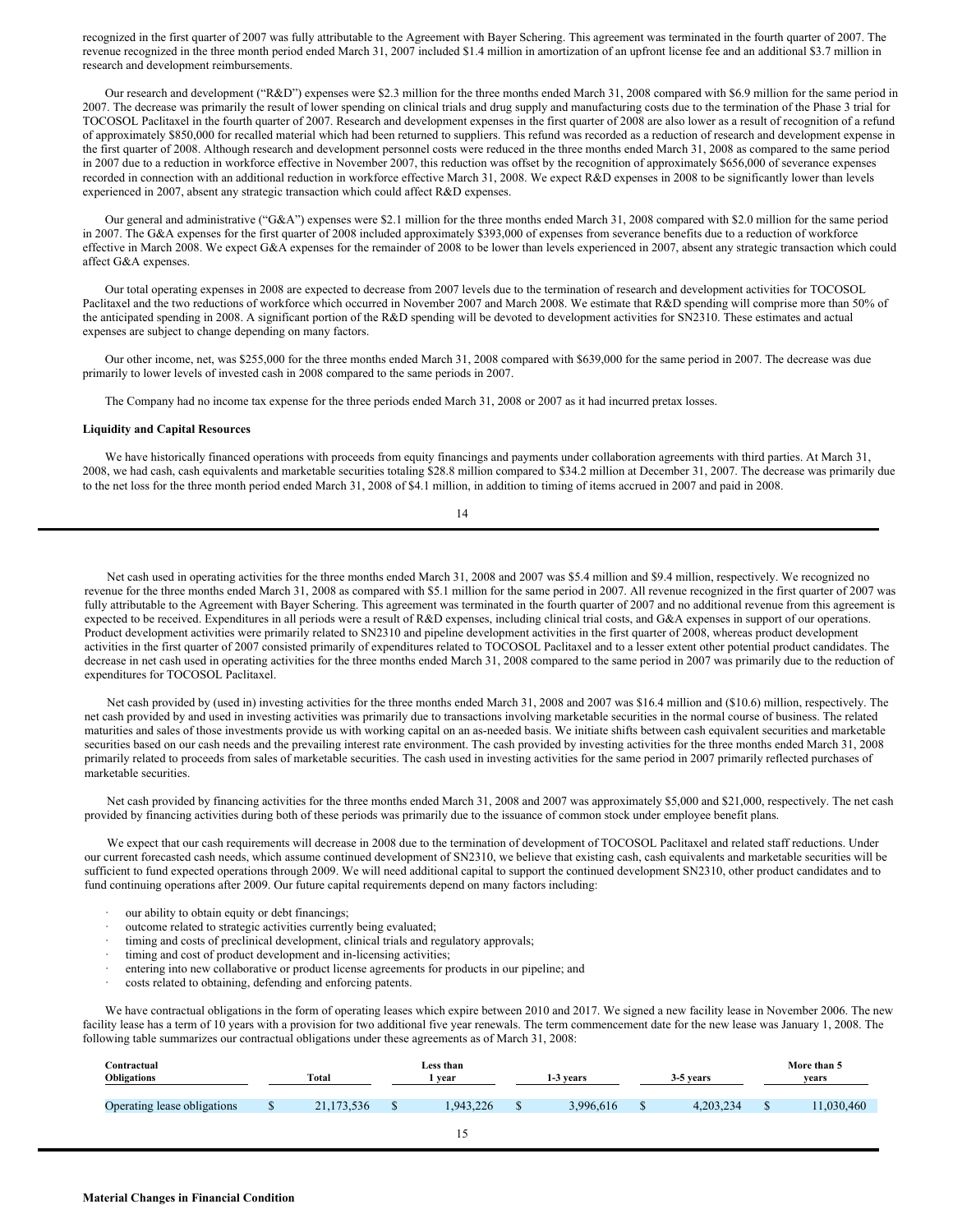recognized in the first quarter of 2007 was fully attributable to the Agreement with Bayer Schering. This agreement was terminated in the fourth quarter of 2007. The revenue recognized in the three month period ended March 31, 2007 included $1.4 million in amortization of an upfront license fee and an additional $3.7 million in research and development reimbursements.

Our research and development ("R&D") expenses were $2.3 million for the three months ended March 31, 2008 compared with $6.9 million for the same period in 2007. The decrease was primarily the result of lower spending on clinical trials and drug supply and manufacturing costs due to the termination of the Phase 3 trial for TOCOSOL Paclitaxel in the fourth quarter of 2007. Research and development expenses in the first quarter of 2008 are also lower as a result of recognition of a refund of approximately $850,000 for recalled material which had been returned to suppliers. This refund was recorded as a reduction of research and development expense in the first quarter of 2008. Although research and development personnel costs were reduced in the three months ended March 31, 2008 as compared to the same period in 2007 due to a reduction in workforce effective in November 2007, this reduction was offset by the recognition of approximately $656,000 of severance expenses recorded in connection with an additional reduction in workforce effective March 31, 2008. We expect R&D expenses in 2008 to be significantly lower than levels experienced in 2007, absent any strategic transaction which could affect R&D expenses.

Our general and administrative ("G&A") expenses were $2.1 million for the three months ended March 31, 2008 compared with $2.0 million for the same period in 2007. The G&A expenses for the first quarter of 2008 included approximately $393,000 of expenses from severance benefits due to a reduction of workforce effective in March 2008. We expect G&A expenses for the remainder of 2008 to be lower than levels experienced in 2007, absent any strategic transaction which could affect G&A expenses.

Our total operating expenses in 2008 are expected to decrease from 2007 levels due to the termination of research and development activities for TOCOSOL Paclitaxel and the two reductions of workforce which occurred in November 2007 and March 2008. We estimate that R&D spending will comprise more than 50% of the anticipated spending in 2008. A significant portion of the R&D spending will be devoted to development activities for SN2310. These estimates and actual expenses are subject to change depending on many factors.

Our other income, net, was $255,000 for the three months ended March 31, 2008 compared with $639,000 for the same period in 2007. The decrease was due primarily to lower levels of invested cash in 2008 compared to the same periods in 2007.

The Company had no income tax expense for the three periods ended March 31, 2008 or 2007 as it had incurred pretax losses.

**Liquidity and Capital Resources**

We have historically financed operations with proceeds from equity financings and payments under collaboration agreements with third parties. At March 31, 2008, we had cash, cash equivalents and marketable securities totaling $28.8 million compared to $34.2 million at December 31, 2007. The decrease was primarily due to the net loss for the three month period ended March 31, 2008 of $4.1 million, in addition to timing of items accrued in 2007 and paid in 2008.

Net cash used in operating activities for the three months ended March 31, 2008 and 2007 was $5.4 million and $9.4 million, respectively. We recognized no revenue for the three months ended March 31, 2008 as compared with $5.1 million for the same period in 2007. All revenue recognized in the first quarter of 2007 was fully attributable to the Agreement with Bayer Schering. This agreement was terminated in the fourth quarter of 2007 and no additional revenue from this agreement is expected to be received. Expenditures in all periods were a result of R&D expenses, including clinical trial costs, and G&A expenses in support of our operations. Product development activities were primarily related to SN2310 and pipeline development activities in the first quarter of 2008, whereas product development activities in the first quarter of 2007 consisted primarily of expenditures related to TOCOSOL Paclitaxel and to a lesser extent other potential product candidates. The decrease in net cash used in operating activities for the three months ended March 31, 2008 compared to the same period in 2007 was primarily due to the reduction of expenditures for TOCOSOL Paclitaxel.

Net cash provided by (used in) investing activities for the three months ended March 31, 2008 and 2007 was $16.4 million and ($10.6) million, respectively. The net cash provided by and used in investing activities was primarily due to transactions involving marketable securities in the normal course of business. The related maturities and sales of those investments provide us with working capital on an as-needed basis. We initiate shifts between cash equivalent securities and marketable securities based on our cash needs and the prevailing interest rate environment. The cash provided by investing activities for the three months ended March 31, 2008 primarily related to proceeds from sales of marketable securities. The cash used in investing activities for the same period in 2007 primarily reflected purchases of marketable securities.

Net cash provided by financing activities for the three months ended March 31, 2008 and 2007 was approximately $5,000 and $21,000, respectively. The net cash provided by financing activities during both of these periods was primarily due to the issuance of common stock under employee benefit plans.

We expect that our cash requirements will decrease in 2008 due to the termination of development of TOCOSOL Paclitaxel and related staff reductions. Under our current forecasted cash needs, which assume continued development of SN2310, we believe that existing cash, cash equivalents and marketable securities will be sufficient to fund expected operations through 2009. We will need additional capital to support the continued development SN2310, other product candidates and to fund continuing operations after 2009. Our future capital requirements depend on many factors including:

- our ability to obtain equity or debt financings;
- outcome related to strategic activities currently being evaluated;
- timing and costs of preclinical development, clinical trials and regulatory approvals;
- timing and cost of product development and in-licensing activities;
- entering into new collaborative or product license agreements for products in our pipeline; and
- costs related to obtaining, defending and enforcing patents.

We have contractual obligations in the form of operating leases which expire between 2010 and 2017. We signed a new facility lease in November 2006. The new facility lease has a term of 10 years with a provision for two additional five year renewals. The term commencement date for the new lease was January 1, 2008. The following table summarizes our contractual obligations under these agreements as of March 31, 2008:

| Contractual Obligations | Total | Less than 1 year | 1-3 years | 3-5 years | More than 5 years |
|---|---|---|---|---|---|
| Operating lease obligations | $ 21,173,536 | $ 1,943,226 | $ 3,996,616 | $ 4,203,234 | $ 11,030,460 |

**Material Changes in Financial Condition**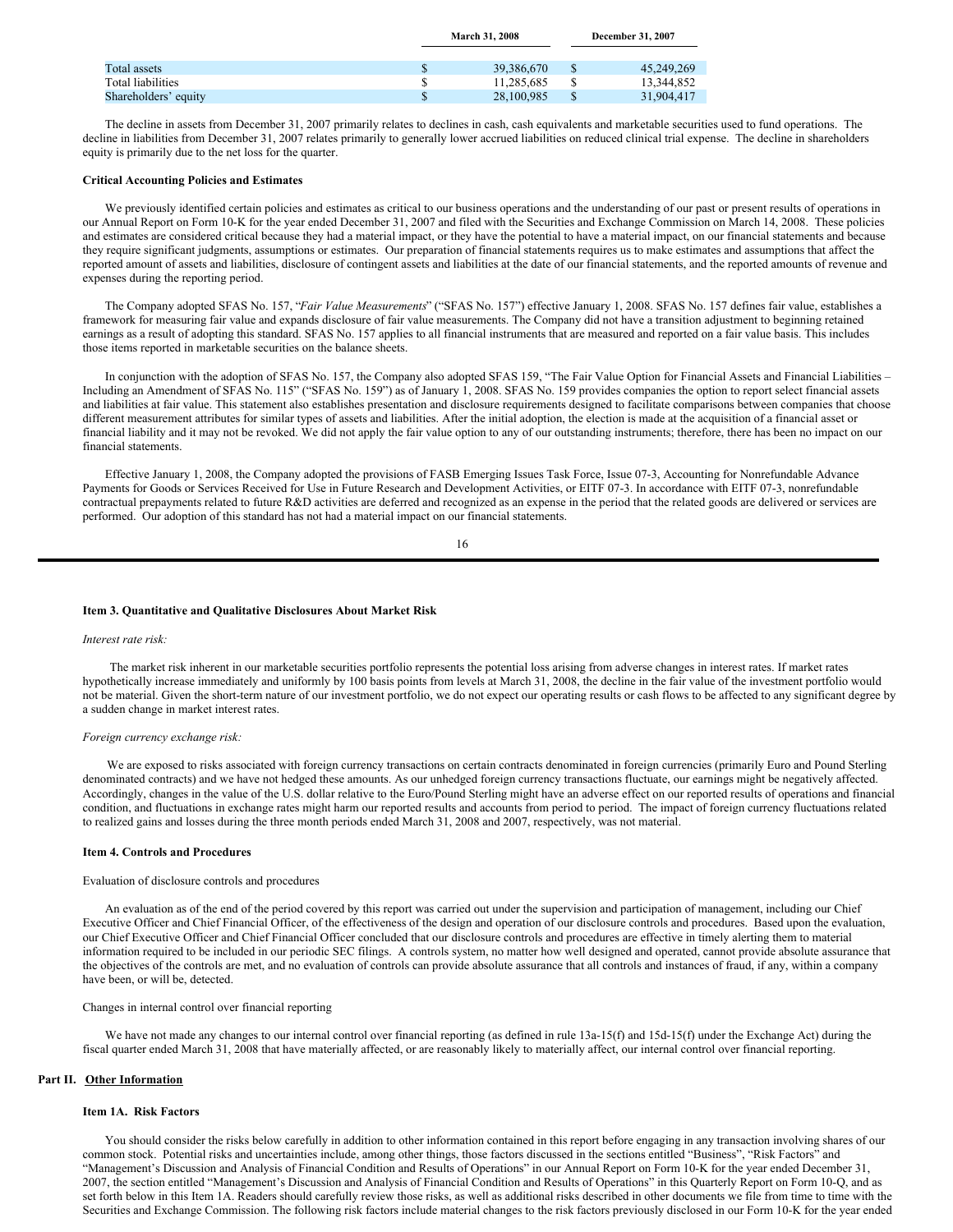| | March 31, 2008 | December 31, 2007 |
| --- | --- | --- |
| Total assets | $ 39,386,670 | $ 45,249,269 |
| Total liabilities | $ 11,285,685 | $ 13,344,852 |
| Shareholders' equity | $ 28,100,985 | $ 31,904,417 |

The decline in assets from December 31, 2007 primarily relates to declines in cash, cash equivalents and marketable securities used to fund operations. The decline in liabilities from December 31, 2007 relates primarily to generally lower accrued liabilities on reduced clinical trial expense. The decline in shareholders equity is primarily due to the net loss for the quarter.

**Critical Accounting Policies and Estimates**

We previously identified certain policies and estimates as critical to our business operations and the understanding of our past or present results of operations in our Annual Report on Form 10-K for the year ended December 31, 2007 and filed with the Securities and Exchange Commission on March 14, 2008. These policies and estimates are considered critical because they had a material impact, or they have the potential to have a material impact, on our financial statements and because they require significant judgments, assumptions or estimates. Our preparation of financial statements requires us to make estimates and assumptions that affect the reported amount of assets and liabilities, disclosure of contingent assets and liabilities at the date of our financial statements, and the reported amounts of revenue and expenses during the reporting period.

The Company adopted SFAS No. 157, "*Fair Value Measurements*" ("SFAS No. 157") effective January 1, 2008. SFAS No. 157 defines fair value, establishes a framework for measuring fair value and expands disclosure of fair value measurements. The Company did not have a transition adjustment to beginning retained earnings as a result of adopting this standard. SFAS No. 157 applies to all financial instruments that are measured and reported on a fair value basis. This includes those items reported in marketable securities on the balance sheets.

In conjunction with the adoption of SFAS No. 157, the Company also adopted SFAS 159, "The Fair Value Option for Financial Assets and Financial Liabilities – Including an Amendment of SFAS No. 115" ("SFAS No. 159") as of January 1, 2008. SFAS No. 159 provides companies the option to report select financial assets and liabilities at fair value. This statement also establishes presentation and disclosure requirements designed to facilitate comparisons between companies that choose different measurement attributes for similar types of assets and liabilities. After the initial adoption, the election is made at the acquisition of a financial asset or financial liability and it may not be revoked. We did not apply the fair value option to any of our outstanding instruments; therefore, there has been no impact on our financial statements.

Effective January 1, 2008, the Company adopted the provisions of FASB Emerging Issues Task Force, Issue 07-3, Accounting for Nonrefundable Advance Payments for Goods or Services Received for Use in Future Research and Development Activities, or EITF 07-3. In accordance with EITF 07-3, nonrefundable contractual prepayments related to future R&D activities are deferred and recognized as an expense in the period that the related goods are delivered or services are performed. Our adoption of this standard has not had a material impact on our financial statements.

### Item 3. Quantitative and Qualitative Disclosures About Market Risk

*Interest rate risk:*

The market risk inherent in our marketable securities portfolio represents the potential loss arising from adverse changes in interest rates. If market rates hypothetically increase immediately and uniformly by 100 basis points from levels at March 31, 2008, the decline in the fair value of the investment portfolio would not be material. Given the short-term nature of our investment portfolio, we do not expect our operating results or cash flows to be affected to any significant degree by a sudden change in market interest rates.

*Foreign currency exchange risk:*

We are exposed to risks associated with foreign currency transactions on certain contracts denominated in foreign currencies (primarily Euro and Pound Sterling denominated contracts) and we have not hedged these amounts. As our unhedged foreign currency transactions fluctuate, our earnings might be negatively affected. Accordingly, changes in the value of the U.S. dollar relative to the Euro/Pound Sterling might have an adverse effect on our reported results of operations and financial condition, and fluctuations in exchange rates might harm our reported results and accounts from period to period. The impact of foreign currency fluctuations related to realized gains and losses during the three month periods ended March 31, 2008 and 2007, respectively, was not material.

### Item 4. Controls and Procedures

Evaluation of disclosure controls and procedures

An evaluation as of the end of the period covered by this report was carried out under the supervision and participation of management, including our Chief Executive Officer and Chief Financial Officer, of the effectiveness of the design and operation of our disclosure controls and procedures. Based upon the evaluation, our Chief Executive Officer and Chief Financial Officer concluded that our disclosure controls and procedures are effective in timely alerting them to material information required to be included in our periodic SEC filings. A controls system, no matter how well designed and operated, cannot provide absolute assurance that the objectives of the controls are met, and no evaluation of controls can provide absolute assurance that all controls and instances of fraud, if any, within a company have been, or will be, detected.

Changes in internal control over financial reporting

We have not made any changes to our internal control over financial reporting (as defined in rule 13a-15(f) and 15d-15(f) under the Exchange Act) during the fiscal quarter ended March 31, 2008 that have materially affected, or are reasonably likely to materially affect, our internal control over financial reporting.

## Part II. Other Information

### Item 1A. Risk Factors

You should consider the risks below carefully in addition to other information contained in this report before engaging in any transaction involving shares of our common stock. Potential risks and uncertainties include, among other things, those factors discussed in the sections entitled "Business", "Risk Factors" and "Management's Discussion and Analysis of Financial Condition and Results of Operations" in our Annual Report on Form 10-K for the year ended December 31, 2007, the section entitled "Management's Discussion and Analysis of Financial Condition and Results of Operations" in this Quarterly Report on Form 10-Q, and as set forth below in this Item 1A. Readers should carefully review those risks, as well as additional risks described in other documents we file from time to time with the Securities and Exchange Commission. The following risk factors include material changes to the risk factors previously disclosed in our Form 10-K for the year ended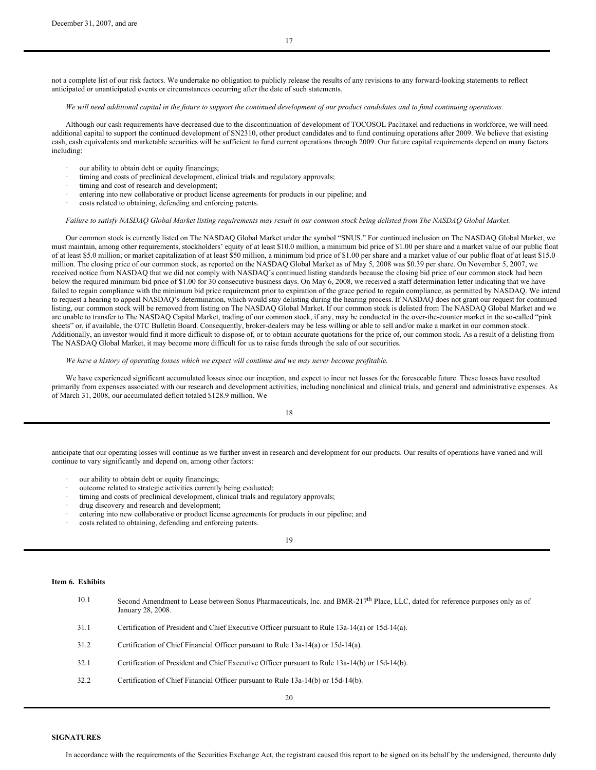December 31, 2007, and are

not a complete list of our risk factors. We undertake no obligation to publicly release the results of any revisions to any forward-looking statements to reflect anticipated or unanticipated events or circumstances occurring after the date of such statements.

*We will need additional capital in the future to support the continued development of our product candidates and to fund continuing operations.*

Although our cash requirements have decreased due to the discontinuation of development of TOCOSOL Paclitaxel and reductions in workforce, we will need additional capital to support the continued development of SN2310, other product candidates and to fund continuing operations after 2009. We believe that existing cash, cash equivalents and marketable securities will be sufficient to fund current operations through 2009. Our future capital requirements depend on many factors including:

- our ability to obtain debt or equity financings;
- timing and costs of preclinical development, clinical trials and regulatory approvals;
- timing and cost of research and development;
- entering into new collaborative or product license agreements for products in our pipeline; and
- costs related to obtaining, defending and enforcing patents.

*Failure to satisfy NASDAQ Global Market listing requirements may result in our common stock being delisted from The NASDAQ Global Market.*

Our common stock is currently listed on The NASDAQ Global Market under the symbol "SNUS." For continued inclusion on The NASDAQ Global Market, we must maintain, among other requirements, stockholders' equity of at least $10.0 million, a minimum bid price of $1.00 per share and a market value of our public float of at least $5.0 million; or market capitalization of at least $50 million, a minimum bid price of $1.00 per share and a market value of our public float of at least $15.0 million. The closing price of our common stock, as reported on the NASDAQ Global Market as of May 5, 2008 was $0.39 per share. On November 5, 2007, we received notice from NASDAQ that we did not comply with NASDAQ's continued listing standards because the closing bid price of our common stock had been below the required minimum bid price of $1.00 for 30 consecutive business days. On May 6, 2008, we received a staff determination letter indicating that we have failed to regain compliance with the minimum bid price requirement prior to expiration of the grace period to regain compliance, as permitted by NASDAQ. We intend to request a hearing to appeal NASDAQ's determination, which would stay delisting during the hearing process. If NASDAQ does not grant our request for continued listing, our common stock will be removed from listing on The NASDAQ Global Market. If our common stock is delisted from The NASDAQ Global Market and we are unable to transfer to The NASDAQ Capital Market, trading of our common stock, if any, may be conducted in the over-the-counter market in the so-called "pink sheets" or, if available, the OTC Bulletin Board. Consequently, broker-dealers may be less willing or able to sell and/or make a market in our common stock. Additionally, an investor would find it more difficult to dispose of, or to obtain accurate quotations for the price of, our common stock. As a result of a delisting from The NASDAQ Global Market, it may become more difficult for us to raise funds through the sale of our securities.

*We have a history of operating losses which we expect will continue and we may never become profitable.*

We have experienced significant accumulated losses since our inception, and expect to incur net losses for the foreseeable future. These losses have resulted primarily from expenses associated with our research and development activities, including nonclinical and clinical trials, and general and administrative expenses. As of March 31, 2008, our accumulated deficit totaled $128.9 million. We anticipate that our operating losses will continue as we further invest in research and development for our products. Our results of operations have varied and will continue to vary significantly and depend on, among other factors:

- our ability to obtain debt or equity financings;
- outcome related to strategic activities currently being evaluated;
- timing and costs of preclinical development, clinical trials and regulatory approvals;
- drug discovery and research and development;
- entering into new collaborative or product license agreements for products in our pipeline; and
- costs related to obtaining, defending and enforcing patents.

**Item 6. Exhibits**

| | |
|---|---|
| 10.1 | Second Amendment to Lease between Sonus Pharmaceuticals, Inc. and BMR-217th Place, LLC, dated for reference purposes only as of January 28, 2008. |
| 31.1 | Certification of President and Chief Executive Officer pursuant to Rule 13a-14(a) or 15d-14(a). |
| 31.2 | Certification of Chief Financial Officer pursuant to Rule 13a-14(a) or 15d-14(a). |
| 32.1 | Certification of President and Chief Executive Officer pursuant to Rule 13a-14(b) or 15d-14(b). |
| 32.2 | Certification of Chief Financial Officer pursuant to Rule 13a-14(b) or 15d-14(b). |

**SIGNATURES**

In accordance with the requirements of the Securities Exchange Act, the registrant caused this report to be signed on its behalf by the undersigned, thereunto duly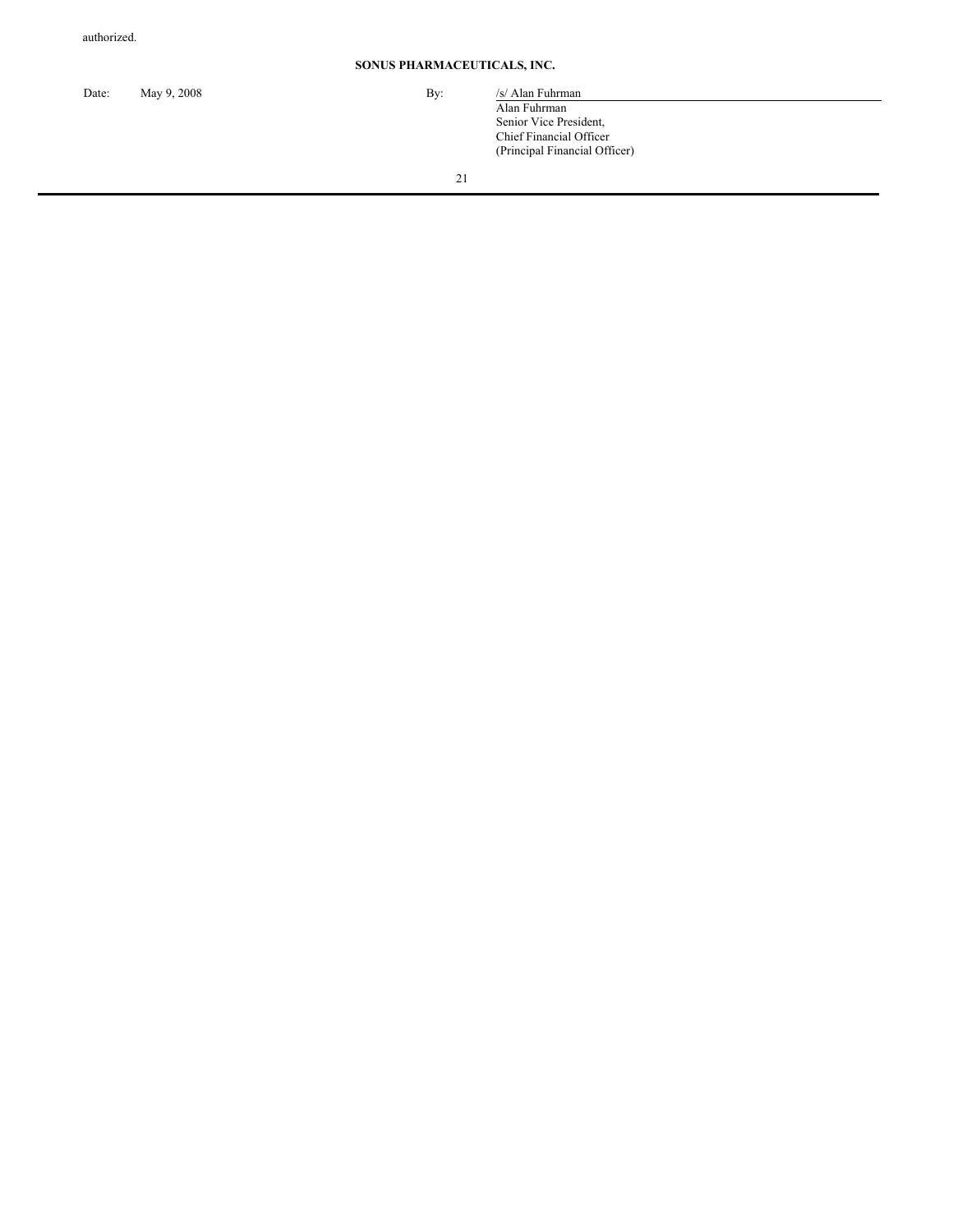authorized.

**SONUS PHARMACEUTICALS, INC.**

| Date: | May 9, 2008 | By: | /s/ Alan Fuhrman |
|---|---|---|---|
| | | | Alan Fuhrman<br>Senior Vice President,<br>Chief Financial Officer<br>(Principal Financial Officer) |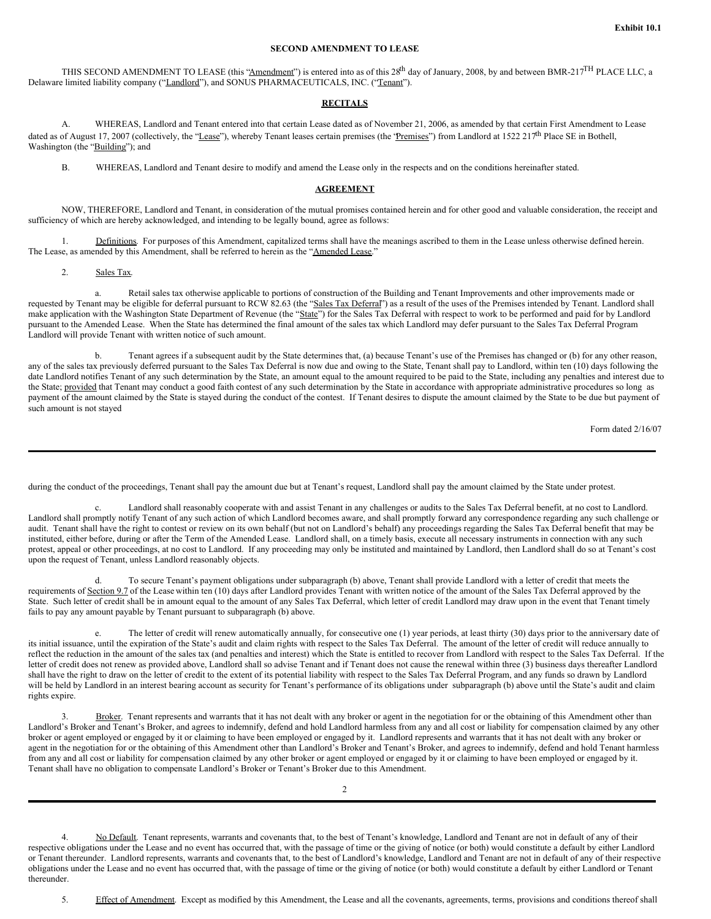**Exhibit 10.1**

**SECOND AMENDMENT TO LEASE**

THIS SECOND AMENDMENT TO LEASE (this "Amendment") is entered into as of this 28th day of January, 2008, by and between BMR-217TH PLACE LLC, a Delaware limited liability company ("Landlord"), and SONUS PHARMACEUTICALS, INC. ("Tenant").

**RECITALS**

A. WHEREAS, Landlord and Tenant entered into that certain Lease dated as of November 21, 2006, as amended by that certain First Amendment to Lease dated as of August 17, 2007 (collectively, the "Lease"), whereby Tenant leases certain premises (the "Premises") from Landlord at 1522 217th Place SE in Bothell, Washington (the "Building"); and

B. WHEREAS, Landlord and Tenant desire to modify and amend the Lease only in the respects and on the conditions hereinafter stated.

**AGREEMENT**

NOW, THEREFORE, Landlord and Tenant, in consideration of the mutual promises contained herein and for other good and valuable consideration, the receipt and sufficiency of which are hereby acknowledged, and intending to be legally bound, agree as follows:

1. Definitions. For purposes of this Amendment, capitalized terms shall have the meanings ascribed to them in the Lease unless otherwise defined herein. The Lease, as amended by this Amendment, shall be referred to herein as the "Amended Lease."

2. Sales Tax.

a. Retail sales tax otherwise applicable to portions of construction of the Building and Tenant Improvements and other improvements made or requested by Tenant may be eligible for deferral pursuant to RCW 82.63 (the "Sales Tax Deferral") as a result of the uses of the Premises intended by Tenant. Landlord shall make application with the Washington State Department of Revenue (the "State") for the Sales Tax Deferral with respect to work to be performed and paid for by Landlord pursuant to the Amended Lease. When the State has determined the final amount of the sales tax which Landlord may defer pursuant to the Sales Tax Deferral Program Landlord will provide Tenant with written notice of such amount.

b. Tenant agrees if a subsequent audit by the State determines that, (a) because Tenant's use of the Premises has changed or (b) for any other reason, any of the sales tax previously deferred pursuant to the Sales Tax Deferral is now due and owing to the State, Tenant shall pay to Landlord, within ten (10) days following the date Landlord notifies Tenant of any such determination by the State, an amount equal to the amount required to be paid to the State, including any penalties and interest due to the State; provided that Tenant may conduct a good faith contest of any such determination by the State in accordance with appropriate administrative procedures so long as payment of the amount claimed by the State is stayed during the conduct of the contest. If Tenant desires to dispute the amount claimed by the State to be due but payment of such amount is not stayed during the conduct of the proceedings, Tenant shall pay the amount due but at Tenant's request, Landlord shall pay the amount claimed by the State under protest.

c. Landlord shall reasonably cooperate with and assist Tenant in any challenges or audits to the Sales Tax Deferral benefit, at no cost to Landlord. Landlord shall promptly notify Tenant of any such action of which Landlord becomes aware, and shall promptly forward any correspondence regarding any such challenge or audit. Tenant shall have the right to contest or review on its own behalf (but not on Landlord's behalf) any proceedings regarding the Sales Tax Deferral benefit that may be instituted, either before, during or after the Term of the Amended Lease. Landlord shall, on a timely basis, execute all necessary instruments in connection with any such protest, appeal or other proceedings, at no cost to Landlord. If any proceeding may only be instituted and maintained by Landlord, then Landlord shall do so at Tenant's cost upon the request of Tenant, unless Landlord reasonably objects.

d. To secure Tenant's payment obligations under subparagraph (b) above, Tenant shall provide Landlord with a letter of credit that meets the requirements of Section 9.7 of the Lease within ten (10) days after Landlord provides Tenant with written notice of the amount of the Sales Tax Deferral approved by the State. Such letter of credit shall be in amount equal to the amount of any Sales Tax Deferral, which letter of credit Landlord may draw upon in the event that Tenant timely fails to pay any amount payable by Tenant pursuant to subparagraph (b) above.

e. The letter of credit will renew automatically annually, for consecutive one (1) year periods, at least thirty (30) days prior to the anniversary date of its initial issuance, until the expiration of the State's audit and claim rights with respect to the Sales Tax Deferral. The amount of the letter of credit will reduce annually to reflect the reduction in the amount of the sales tax (and penalties and interest) which the State is entitled to recover from Landlord with respect to the Sales Tax Deferral. If the letter of credit does not renew as provided above, Landlord shall so advise Tenant and if Tenant does not cause the renewal within three (3) business days thereafter Landlord shall have the right to draw on the letter of credit to the extent of its potential liability with respect to the Sales Tax Deferral Program, and any funds so drawn by Landlord will be held by Landlord in an interest bearing account as security for Tenant's performance of its obligations under subparagraph (b) above until the State's audit and claim rights expire.

3. Broker. Tenant represents and warrants that it has not dealt with any broker or agent in the negotiation for or the obtaining of this Amendment other than Landlord's Broker and Tenant's Broker, and agrees to indemnify, defend and hold Landlord harmless from any and all cost or liability for compensation claimed by any other broker or agent employed or engaged by it or claiming to have been employed or engaged by it. Landlord represents and warrants that it has not dealt with any broker or agent in the negotiation for or the obtaining of this Amendment other than Landlord's Broker and Tenant's Broker, and agrees to indemnify, defend and hold Tenant harmless from any and all cost or liability for compensation claimed by any other broker or agent employed or engaged by it or claiming to have been employed or engaged by it. Tenant shall have no obligation to compensate Landlord's Broker or Tenant's Broker due to this Amendment.

4. No Default. Tenant represents, warrants and covenants that, to the best of Tenant's knowledge, Landlord and Tenant are not in default of any of their respective obligations under the Lease and no event has occurred that, with the passage of time or the giving of notice (or both) would constitute a default by either Landlord or Tenant thereunder. Landlord represents, warrants and covenants that, to the best of Landlord's knowledge, Landlord and Tenant are not in default of any of their respective obligations under the Lease and no event has occurred that, with the passage of time or the giving of notice (or both) would constitute a default by either Landlord or Tenant thereunder.

5. Effect of Amendment. Except as modified by this Amendment, the Lease and all the covenants, agreements, terms, provisions and conditions thereof shall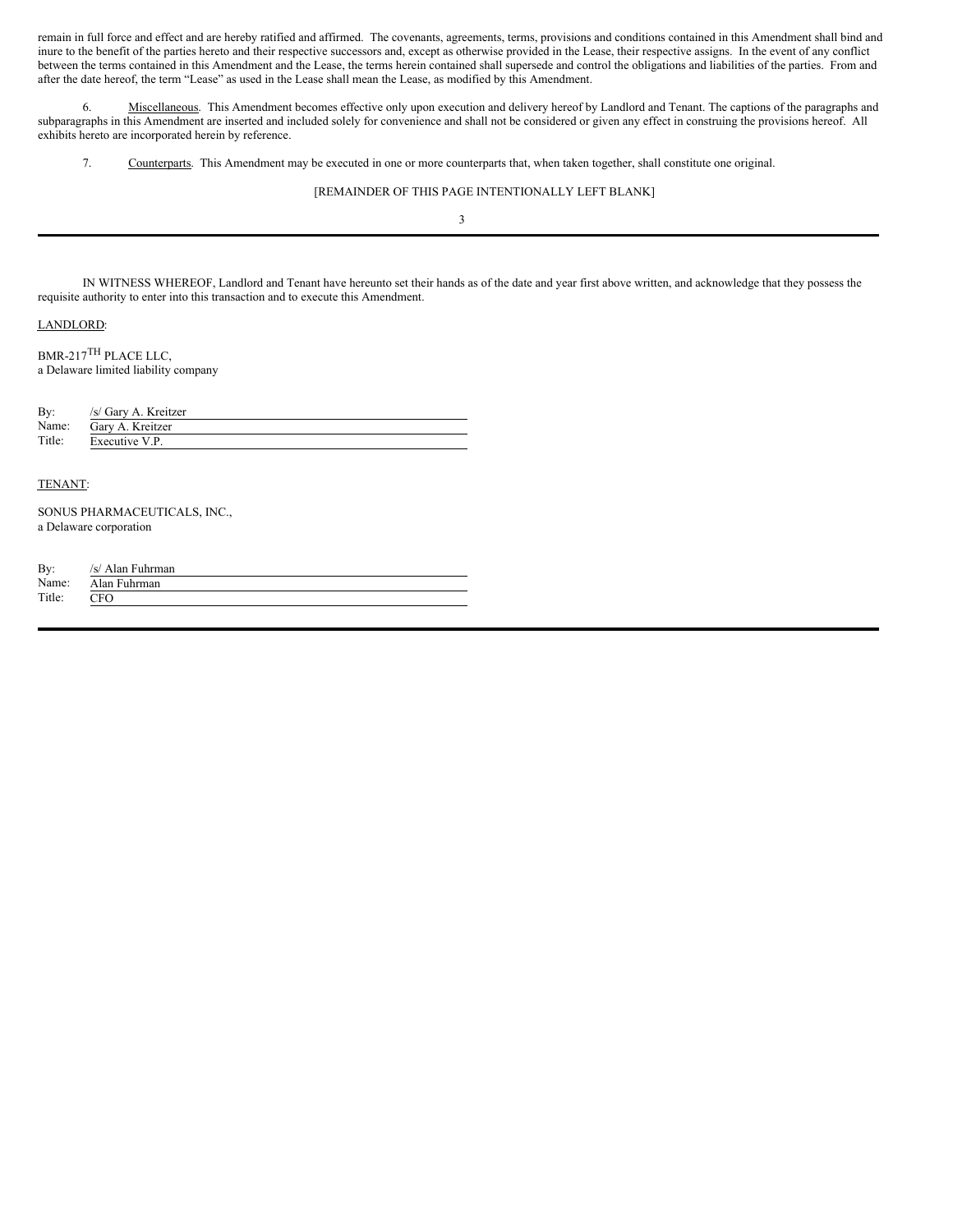remain in full force and effect and are hereby ratified and affirmed. The covenants, agreements, terms, provisions and conditions contained in this Amendment shall bind and inure to the benefit of the parties hereto and their respective successors and, except as otherwise provided in the Lease, their respective assigns. In the event of any conflict between the terms contained in this Amendment and the Lease, the terms herein contained shall supersede and control the obligations and liabilities of the parties. From and after the date hereof, the term "Lease" as used in the Lease shall mean the Lease, as modified by this Amendment.

6. Miscellaneous. This Amendment becomes effective only upon execution and delivery hereof by Landlord and Tenant. The captions of the paragraphs and subparagraphs in this Amendment are inserted and included solely for convenience and shall not be considered or given any effect in construing the provisions hereof. All exhibits hereto are incorporated herein by reference.

7. Counterparts. This Amendment may be executed in one or more counterparts that, when taken together, shall constitute one original.

[REMAINDER OF THIS PAGE INTENTIONALLY LEFT BLANK]

---

IN WITNESS WHEREOF, Landlord and Tenant have hereunto set their hands as of the date and year first above written, and acknowledge that they possess the requisite authority to enter into this transaction and to execute this Amendment.

LANDLORD:

BMR-217TH PLACE LLC,
a Delaware limited liability company

By: /s/ Gary A. Kreitzer
Name: Gary A. Kreitzer
Title: Executive V.P.

TENANT:

SONUS PHARMACEUTICALS, INC.,
a Delaware corporation

By: /s/ Alan Fuhrman
Name: Alan Fuhrman
Title: CFO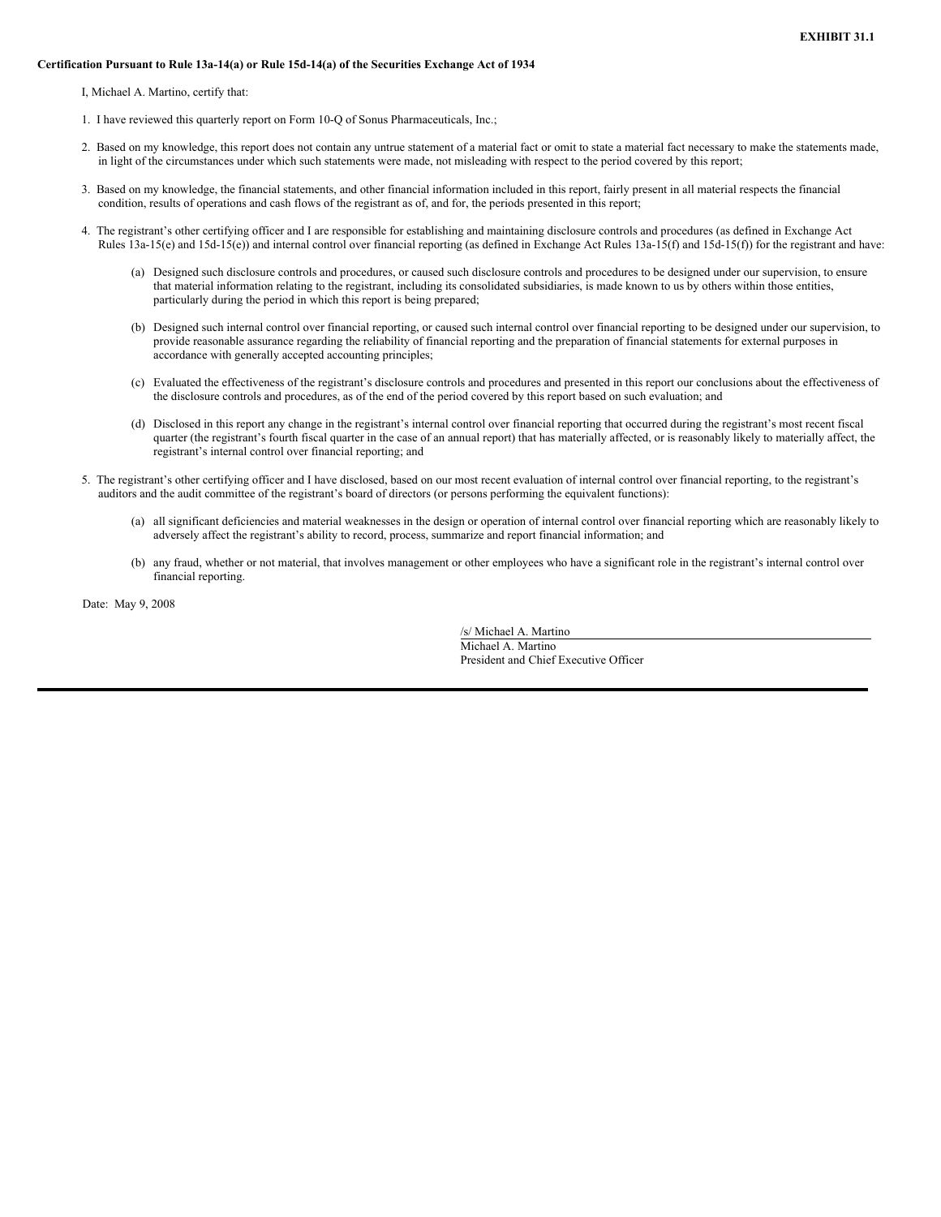**EXHIBIT 31.1**

**Certification Pursuant to Rule 13a-14(a) or Rule 15d-14(a) of the Securities Exchange Act of 1934**

I, Michael A. Martino, certify that:

1. I have reviewed this quarterly report on Form 10-Q of Sonus Pharmaceuticals, Inc.;

2. Based on my knowledge, this report does not contain any untrue statement of a material fact or omit to state a material fact necessary to make the statements made, in light of the circumstances under which such statements were made, not misleading with respect to the period covered by this report;

3. Based on my knowledge, the financial statements, and other financial information included in this report, fairly present in all material respects the financial condition, results of operations and cash flows of the registrant as of, and for, the periods presented in this report;

4. The registrant's other certifying officer and I are responsible for establishing and maintaining disclosure controls and procedures (as defined in Exchange Act Rules 13a-15(e) and 15d-15(e)) and internal control over financial reporting (as defined in Exchange Act Rules 13a-15(f) and 15d-15(f)) for the registrant and have:

   (a) Designed such disclosure controls and procedures, or caused such disclosure controls and procedures to be designed under our supervision, to ensure that material information relating to the registrant, including its consolidated subsidiaries, is made known to us by others within those entities, particularly during the period in which this report is being prepared;

   (b) Designed such internal control over financial reporting, or caused such internal control over financial reporting to be designed under our supervision, to provide reasonable assurance regarding the reliability of financial reporting and the preparation of financial statements for external purposes in accordance with generally accepted accounting principles;

   (c) Evaluated the effectiveness of the registrant's disclosure controls and procedures and presented in this report our conclusions about the effectiveness of the disclosure controls and procedures, as of the end of the period covered by this report based on such evaluation; and

   (d) Disclosed in this report any change in the registrant's internal control over financial reporting that occurred during the registrant's most recent fiscal quarter (the registrant's fourth fiscal quarter in the case of an annual report) that has materially affected, or is reasonably likely to materially affect, the registrant's internal control over financial reporting; and

5. The registrant's other certifying officer and I have disclosed, based on our most recent evaluation of internal control over financial reporting, to the registrant's auditors and the audit committee of the registrant's board of directors (or persons performing the equivalent functions):

   (a) all significant deficiencies and material weaknesses in the design or operation of internal control over financial reporting which are reasonably likely to adversely affect the registrant's ability to record, process, summarize and report financial information; and

   (b) any fraud, whether or not material, that involves management or other employees who have a significant role in the registrant's internal control over financial reporting.

Date: May 9, 2008

/s/ Michael A. Martino
Michael A. Martino
President and Chief Executive Officer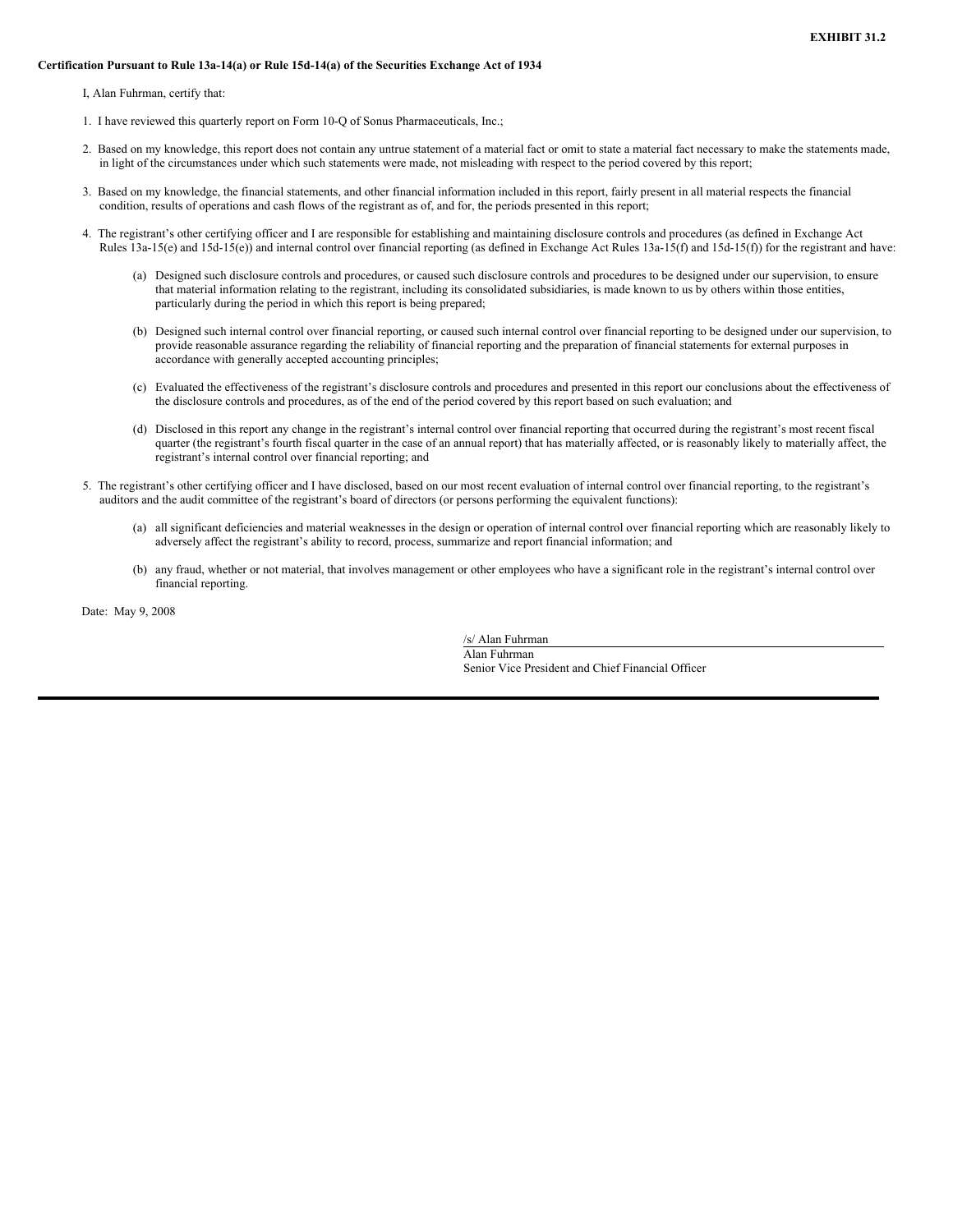**EXHIBIT 31.2**

**Certification Pursuant to Rule 13a-14(a) or Rule 15d-14(a) of the Securities Exchange Act of 1934**

I, Alan Fuhrman, certify that:

1. I have reviewed this quarterly report on Form 10-Q of Sonus Pharmaceuticals, Inc.;

2. Based on my knowledge, this report does not contain any untrue statement of a material fact or omit to state a material fact necessary to make the statements made, in light of the circumstances under which such statements were made, not misleading with respect to the period covered by this report;

3. Based on my knowledge, the financial statements, and other financial information included in this report, fairly present in all material respects the financial condition, results of operations and cash flows of the registrant as of, and for, the periods presented in this report;

4. The registrant's other certifying officer and I are responsible for establishing and maintaining disclosure controls and procedures (as defined in Exchange Act Rules 13a-15(e) and 15d-15(e)) and internal control over financial reporting (as defined in Exchange Act Rules 13a-15(f) and 15d-15(f)) for the registrant and have:

   (a) Designed such disclosure controls and procedures, or caused such disclosure controls and procedures to be designed under our supervision, to ensure that material information relating to the registrant, including its consolidated subsidiaries, is made known to us by others within those entities, particularly during the period in which this report is being prepared;

   (b) Designed such internal control over financial reporting, or caused such internal control over financial reporting to be designed under our supervision, to provide reasonable assurance regarding the reliability of financial reporting and the preparation of financial statements for external purposes in accordance with generally accepted accounting principles;

   (c) Evaluated the effectiveness of the registrant's disclosure controls and procedures and presented in this report our conclusions about the effectiveness of the disclosure controls and procedures, as of the end of the period covered by this report based on such evaluation; and

   (d) Disclosed in this report any change in the registrant's internal control over financial reporting that occurred during the registrant's most recent fiscal quarter (the registrant's fourth fiscal quarter in the case of an annual report) that has materially affected, or is reasonably likely to materially affect, the registrant's internal control over financial reporting; and

5. The registrant's other certifying officer and I have disclosed, based on our most recent evaluation of internal control over financial reporting, to the registrant's auditors and the audit committee of the registrant's board of directors (or persons performing the equivalent functions):

   (a) all significant deficiencies and material weaknesses in the design or operation of internal control over financial reporting which are reasonably likely to adversely affect the registrant's ability to record, process, summarize and report financial information; and

   (b) any fraud, whether or not material, that involves management or other employees who have a significant role in the registrant's internal control over financial reporting.

Date: May 9, 2008

/s/ Alan Fuhrman
Alan Fuhrman
Senior Vice President and Chief Financial Officer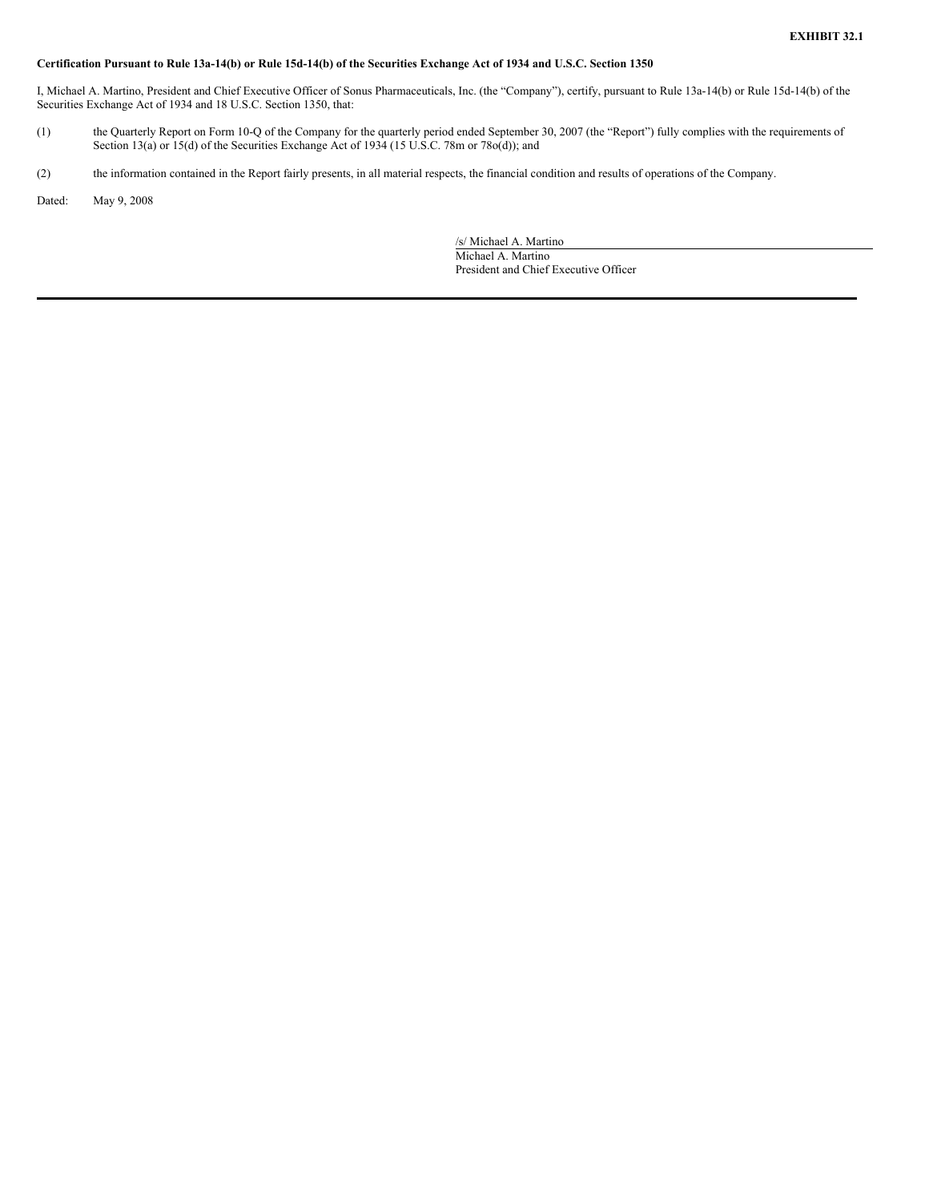**EXHIBIT 32.1**

**Certification Pursuant to Rule 13a-14(b) or Rule 15d-14(b) of the Securities Exchange Act of 1934 and U.S.C. Section 1350**

I, Michael A. Martino, President and Chief Executive Officer of Sonus Pharmaceuticals, Inc. (the "Company"), certify, pursuant to Rule 13a-14(b) or Rule 15d-14(b) of the Securities Exchange Act of 1934 and 18 U.S.C. Section 1350, that:

(1) the Quarterly Report on Form 10-Q of the Company for the quarterly period ended September 30, 2007 (the "Report") fully complies with the requirements of Section 13(a) or 15(d) of the Securities Exchange Act of 1934 (15 U.S.C. 78m or 78o(d)); and

(2) the information contained in the Report fairly presents, in all material respects, the financial condition and results of operations of the Company.

Dated: May 9, 2008

/s/ Michael A. Martino
Michael A. Martino
President and Chief Executive Officer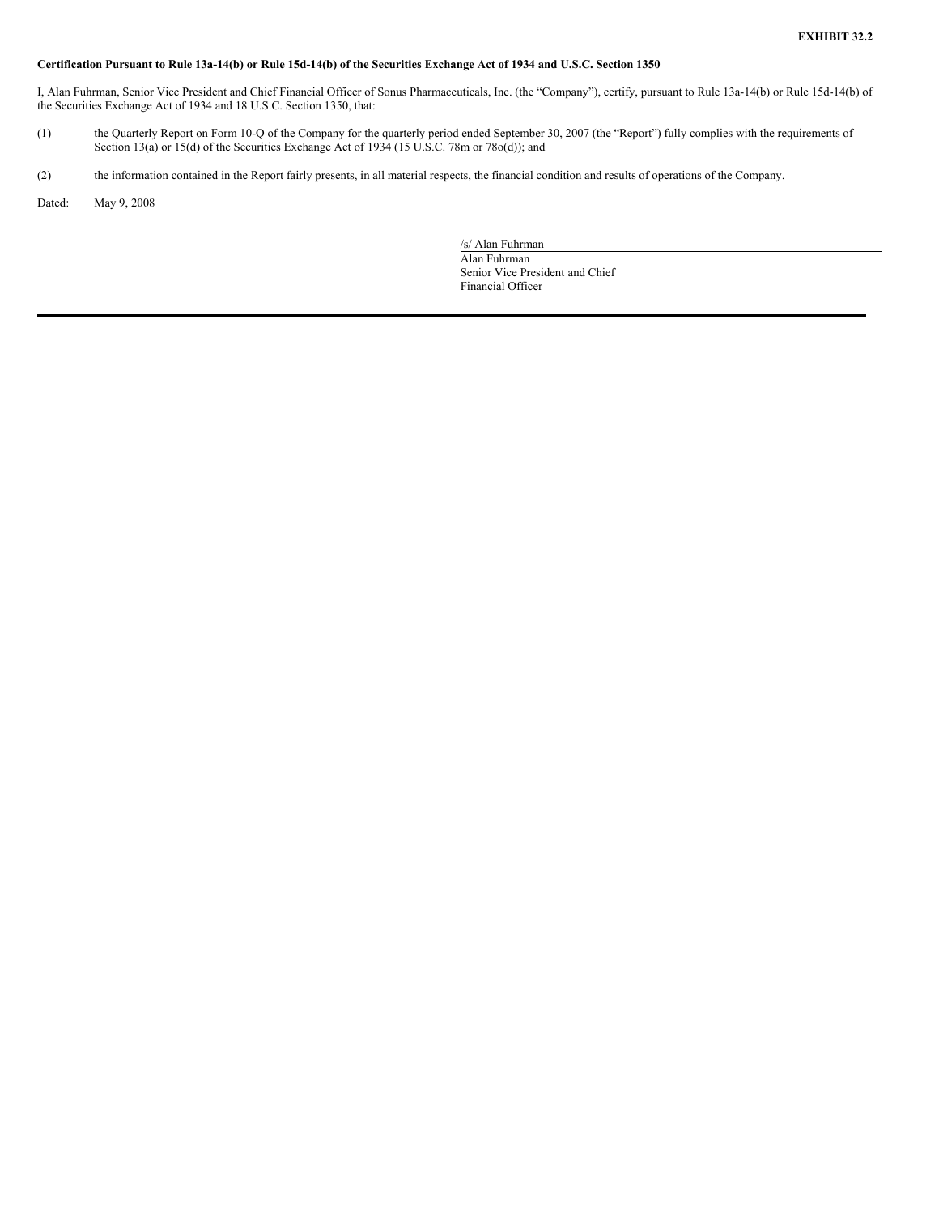**EXHIBIT 32.2**

**Certification Pursuant to Rule 13a-14(b) or Rule 15d-14(b) of the Securities Exchange Act of 1934 and U.S.C. Section 1350**

I, Alan Fuhrman, Senior Vice President and Chief Financial Officer of Sonus Pharmaceuticals, Inc. (the "Company"), certify, pursuant to Rule 13a-14(b) or Rule 15d-14(b) of the Securities Exchange Act of 1934 and 18 U.S.C. Section 1350, that:

(1) the Quarterly Report on Form 10-Q of the Company for the quarterly period ended September 30, 2007 (the "Report") fully complies with the requirements of Section 13(a) or 15(d) of the Securities Exchange Act of 1934 (15 U.S.C. 78m or 78o(d)); and

(2) the information contained in the Report fairly presents, in all material respects, the financial condition and results of operations of the Company.

Dated: May 9, 2008

/s/ Alan Fuhrman
Alan Fuhrman
Senior Vice President and Chief
Financial Officer